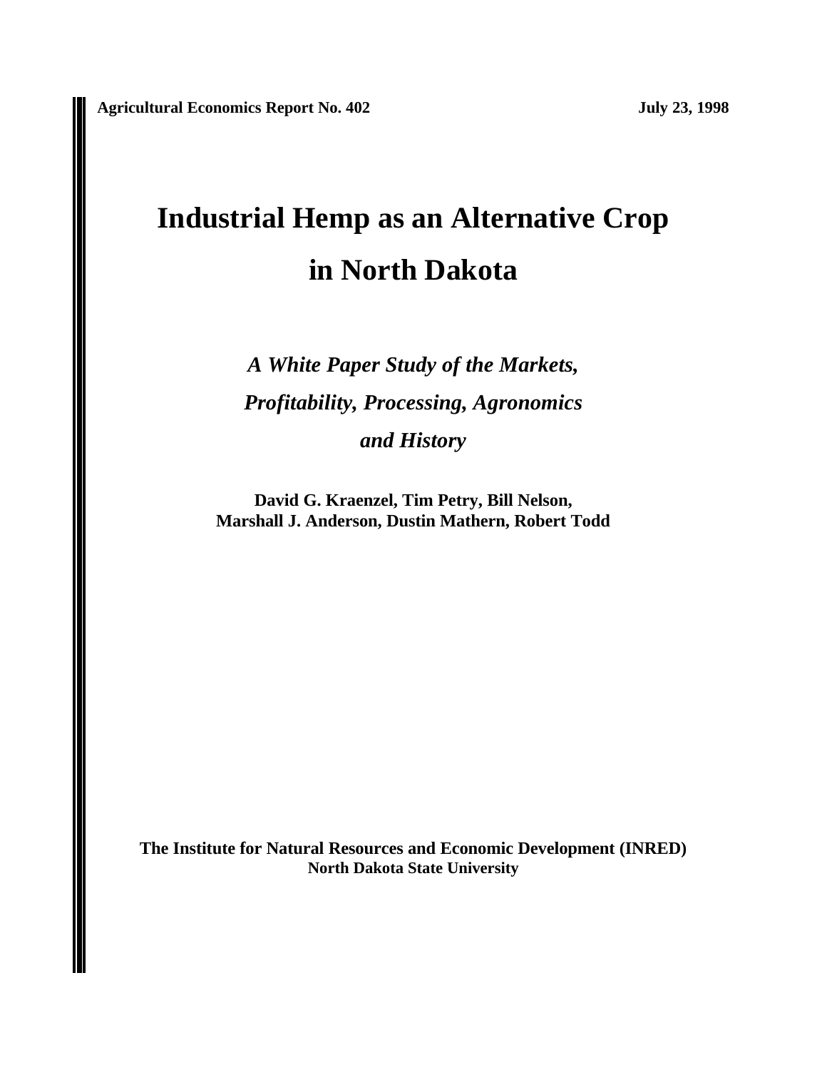**Agricultural Economics Report No. 402** **July 23, 1998**

# Industrial Hemp as an Alternative Crop in North Dakota

***A White Paper Study of the Markets, Profitability, Processing, Agronomics and History***

**David G. Kraenzel, Tim Petry, Bill Nelson, Marshall J. Anderson, Dustin Mathern, Robert Todd**

**The Institute for Natural Resources and Economic Development (INRED)**
**North Dakota State University**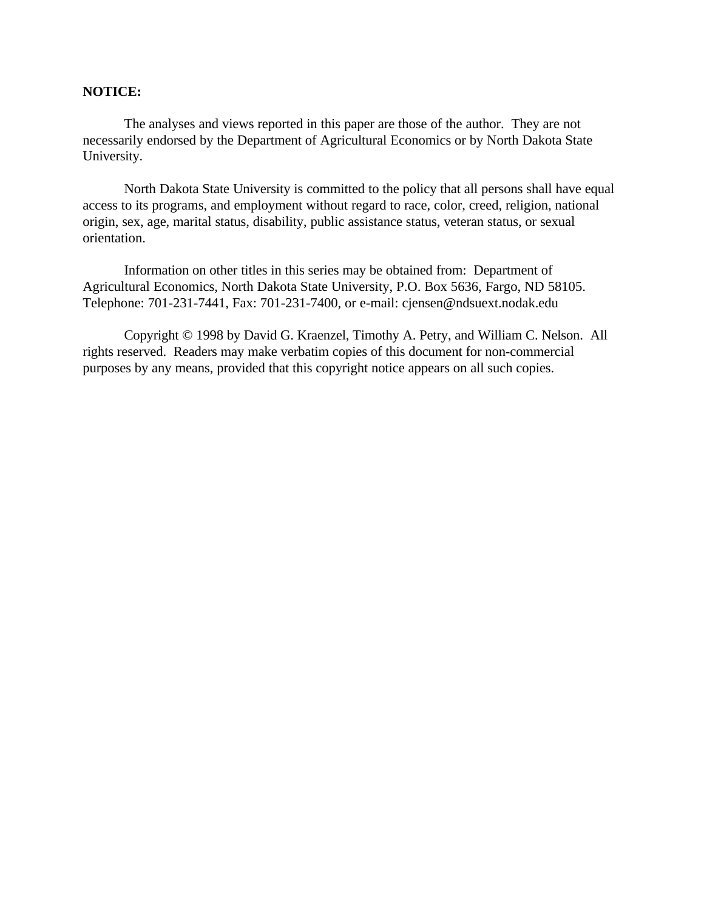**NOTICE:**

The analyses and views reported in this paper are those of the author. They are not necessarily endorsed by the Department of Agricultural Economics or by North Dakota State University.

North Dakota State University is committed to the policy that all persons shall have equal access to its programs, and employment without regard to race, color, creed, religion, national origin, sex, age, marital status, disability, public assistance status, veteran status, or sexual orientation.

Information on other titles in this series may be obtained from: Department of Agricultural Economics, North Dakota State University, P.O. Box 5636, Fargo, ND 58105. Telephone: 701-231-7441, Fax: 701-231-7400, or e-mail: cjensen@ndsuext.nodak.edu

Copyright © 1998 by David G. Kraenzel, Timothy A. Petry, and William C. Nelson. All rights reserved. Readers may make verbatim copies of this document for non-commercial purposes by any means, provided that this copyright notice appears on all such copies.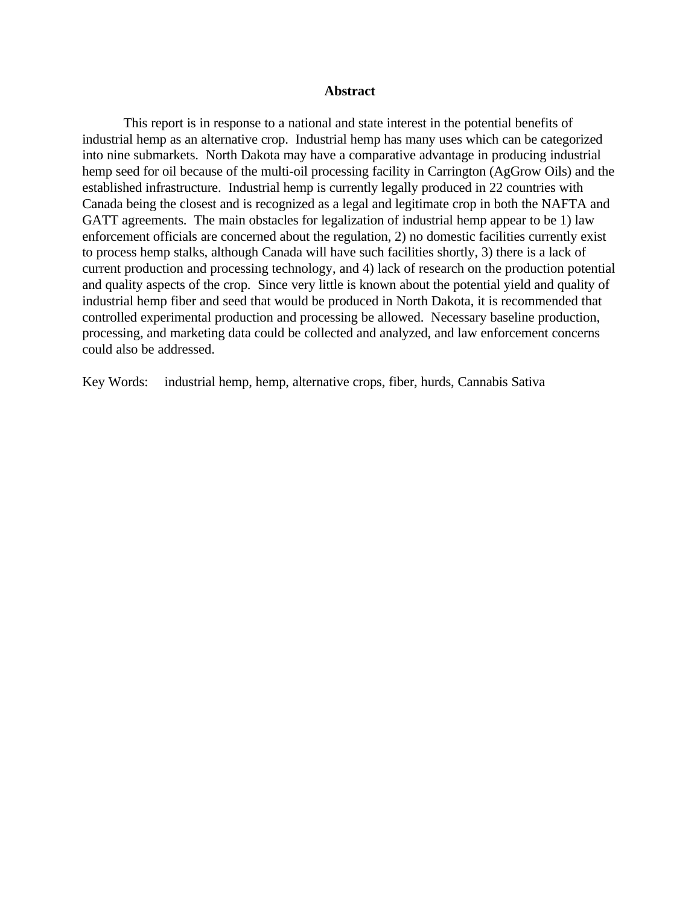## Abstract

This report is in response to a national and state interest in the potential benefits of industrial hemp as an alternative crop. Industrial hemp has many uses which can be categorized into nine submarkets. North Dakota may have a comparative advantage in producing industrial hemp seed for oil because of the multi-oil processing facility in Carrington (AgGrow Oils) and the established infrastructure. Industrial hemp is currently legally produced in 22 countries with Canada being the closest and is recognized as a legal and legitimate crop in both the NAFTA and GATT agreements. The main obstacles for legalization of industrial hemp appear to be 1) law enforcement officials are concerned about the regulation, 2) no domestic facilities currently exist to process hemp stalks, although Canada will have such facilities shortly, 3) there is a lack of current production and processing technology, and 4) lack of research on the production potential and quality aspects of the crop. Since very little is known about the potential yield and quality of industrial hemp fiber and seed that would be produced in North Dakota, it is recommended that controlled experimental production and processing be allowed. Necessary baseline production, processing, and marketing data could be collected and analyzed, and law enforcement concerns could also be addressed.

Key Words: industrial hemp, hemp, alternative crops, fiber, hurds, Cannabis Sativa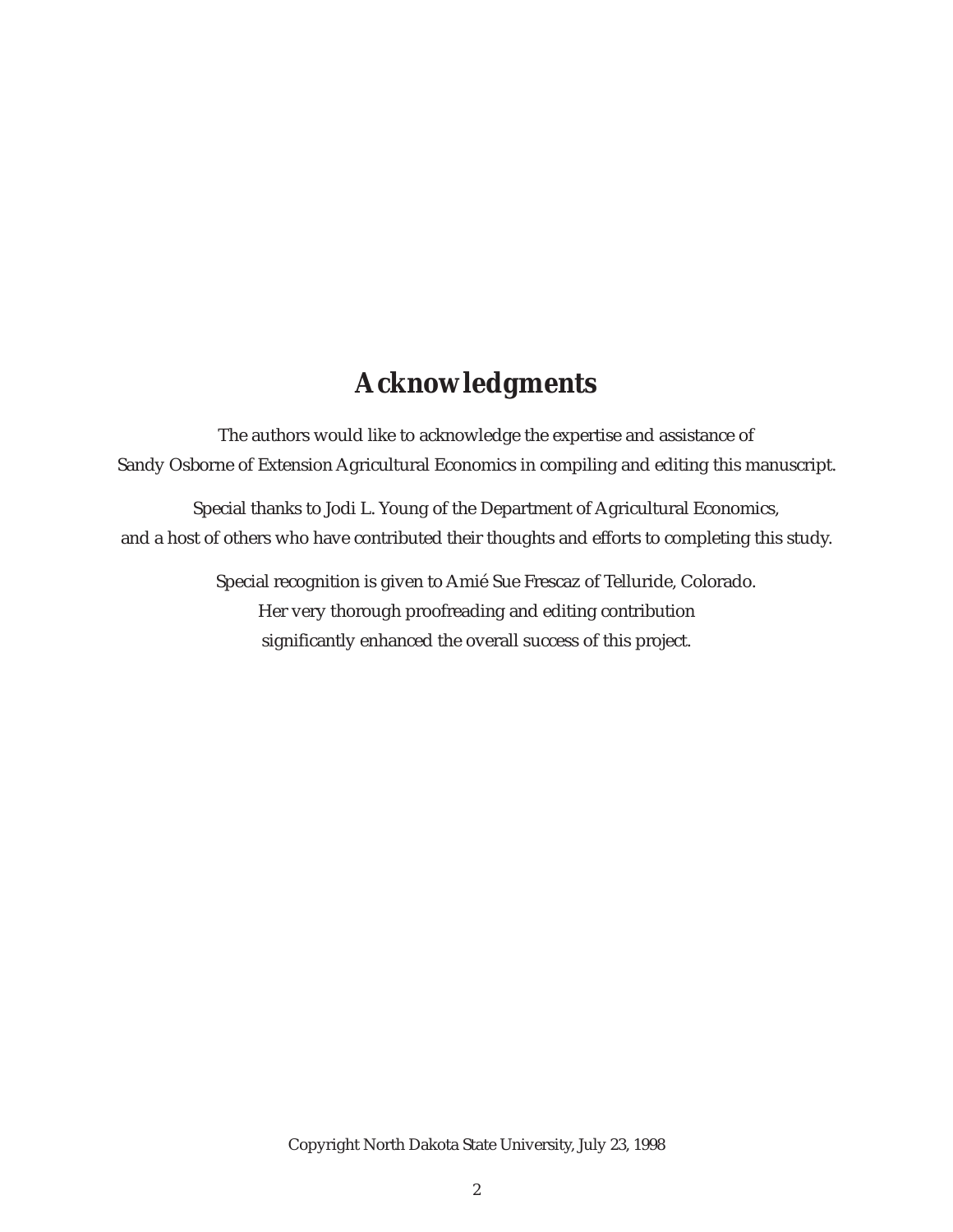# Acknowledgments

The authors would like to acknowledge the expertise and assistance of Sandy Osborne of Extension Agricultural Economics in compiling and editing this manuscript.

Special thanks to Jodi L. Young of the Department of Agricultural Economics, and a host of others who have contributed their thoughts and efforts to completing this study.

Special recognition is given to Amié Sue Frescaz of Telluride, Colorado. Her very thorough proofreading and editing contribution significantly enhanced the overall success of this project.

Copyright North Dakota State University, July 23, 1998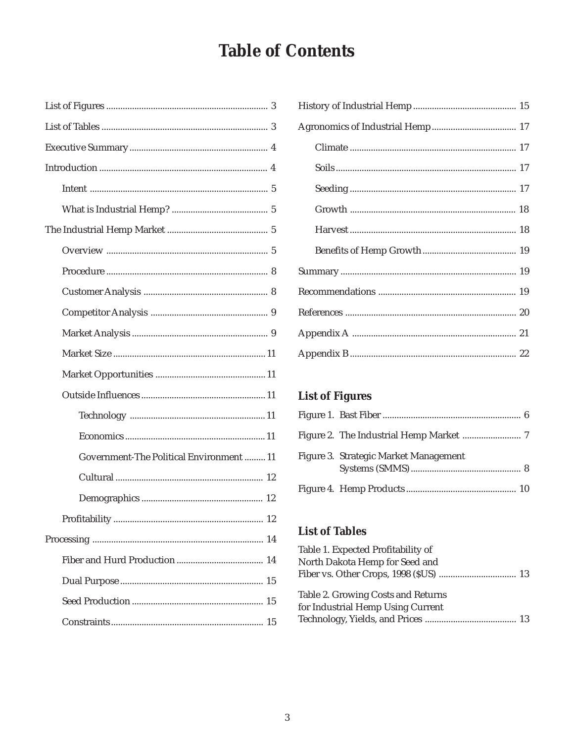# Table of Contents

- List of Figures .......... 3
- List of Tables .......... 3
- Executive Summary .......... 4
- Introduction .......... 4
  - Intent .......... 5
  - What is Industrial Hemp? .......... 5
- The Industrial Hemp Market .......... 5
  - Overview .......... 5
  - Procedure .......... 8
  - Customer Analysis .......... 8
  - Competitor Analysis .......... 9
  - Market Analysis .......... 9
  - Market Size .......... 11
  - Market Opportunities .......... 11
  - Outside Influences .......... 11
    - Technology .......... 11
    - Economics .......... 11
    - Government-The Political Environment .......... 11
    - Cultural .......... 12
    - Demographics .......... 12
  - Profitability .......... 12
- Processing .......... 14
  - Fiber and Hurd Production .......... 14
  - Dual Purpose .......... 15
  - Seed Production .......... 15
  - Constraints .......... 15
- History of Industrial Hemp .......... 15
- Agronomics of Industrial Hemp .......... 17
  - Climate .......... 17
  - Soils .......... 17
  - Seeding .......... 17
  - Growth .......... 18
  - Harvest .......... 18
  - Benefits of Hemp Growth .......... 19
- Summary .......... 19
- Recommendations .......... 19
- References .......... 20
- Appendix A .......... 21
- Appendix B .......... 22

## List of Figures

- Figure 1. Bast Fiber .......... 6
- Figure 2. The Industrial Hemp Market .......... 7
- Figure 3. Strategic Market Management Systems (SMMS) .......... 8
- Figure 4. Hemp Products .......... 10

## List of Tables

- Table 1. Expected Profitability of North Dakota Hemp for Seed and Fiber vs. Other Crops, 1998 ($US) .......... 13
- Table 2. Growing Costs and Returns for Industrial Hemp Using Current Technology, Yields, and Prices .......... 13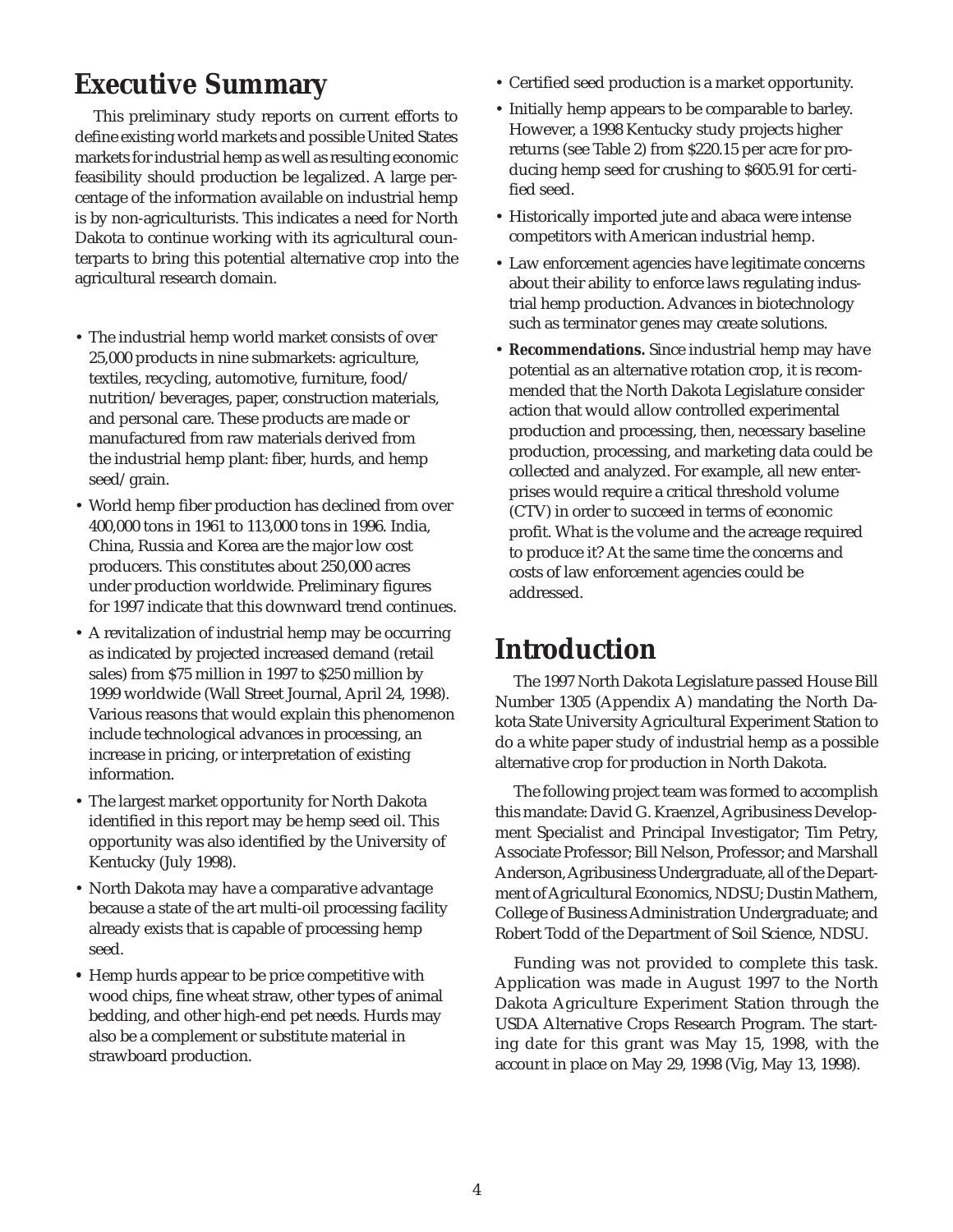## Executive Summary

This preliminary study reports on current efforts to define existing world markets and possible United States markets for industrial hemp as well as resulting economic feasibility should production be legalized. A large percentage of the information available on industrial hemp is by non-agriculturists. This indicates a need for North Dakota to continue working with its agricultural counterparts to bring this potential alternative crop into the agricultural research domain.

- The industrial hemp world market consists of over 25,000 products in nine submarkets: agriculture, textiles, recycling, automotive, furniture, food/nutrition/beverages, paper, construction materials, and personal care. These products are made or manufactured from raw materials derived from the industrial hemp plant: fiber, hurds, and hemp seed/grain.
- World hemp fiber production has declined from over 400,000 tons in 1961 to 113,000 tons in 1996. India, China, Russia and Korea are the major low cost producers. This constitutes about 250,000 acres under production worldwide. Preliminary figures for 1997 indicate that this downward trend continues.
- A revitalization of industrial hemp may be occurring as indicated by projected increased demand (retail sales) from $75 million in 1997 to $250 million by 1999 worldwide (Wall Street Journal, April 24, 1998). Various reasons that would explain this phenomenon include technological advances in processing, an increase in pricing, or interpretation of existing information.
- The largest market opportunity for North Dakota identified in this report may be hemp seed oil. This opportunity was also identified by the University of Kentucky (July 1998).
- North Dakota may have a comparative advantage because a state of the art multi-oil processing facility already exists that is capable of processing hemp seed.
- Hemp hurds appear to be price competitive with wood chips, fine wheat straw, other types of animal bedding, and other high-end pet needs. Hurds may also be a complement or substitute material in strawboard production.
- Certified seed production is a market opportunity.
- Initially hemp appears to be comparable to barley. However, a 1998 Kentucky study projects higher returns (see Table 2) from $220.15 per acre for producing hemp seed for crushing to $605.91 for certified seed.
- Historically imported jute and abaca were intense competitors with American industrial hemp.
- Law enforcement agencies have legitimate concerns about their ability to enforce laws regulating industrial hemp production. Advances in biotechnology such as terminator genes may create solutions.
- **Recommendations.** Since industrial hemp may have potential as an alternative rotation crop, it is recommended that the North Dakota Legislature consider action that would allow controlled experimental production and processing, then, necessary baseline production, processing, and marketing data could be collected and analyzed. For example, all new enterprises would require a critical threshold volume (CTV) in order to succeed in terms of economic profit. What is the volume and the acreage required to produce it? At the same time the concerns and costs of law enforcement agencies could be addressed.

## Introduction

The 1997 North Dakota Legislature passed House Bill Number 1305 (Appendix A) mandating the North Dakota State University Agricultural Experiment Station to do a white paper study of industrial hemp as a possible alternative crop for production in North Dakota.

The following project team was formed to accomplish this mandate: David G. Kraenzel, Agribusiness Development Specialist and Principal Investigator; Tim Petry, Associate Professor; Bill Nelson, Professor; and Marshall Anderson, Agribusiness Undergraduate, all of the Department of Agricultural Economics, NDSU; Dustin Mathern, College of Business Administration Undergraduate; and Robert Todd of the Department of Soil Science, NDSU.

Funding was not provided to complete this task. Application was made in August 1997 to the North Dakota Agriculture Experiment Station through the USDA Alternative Crops Research Program. The starting date for this grant was May 15, 1998, with the account in place on May 29, 1998 (Vig, May 13, 1998).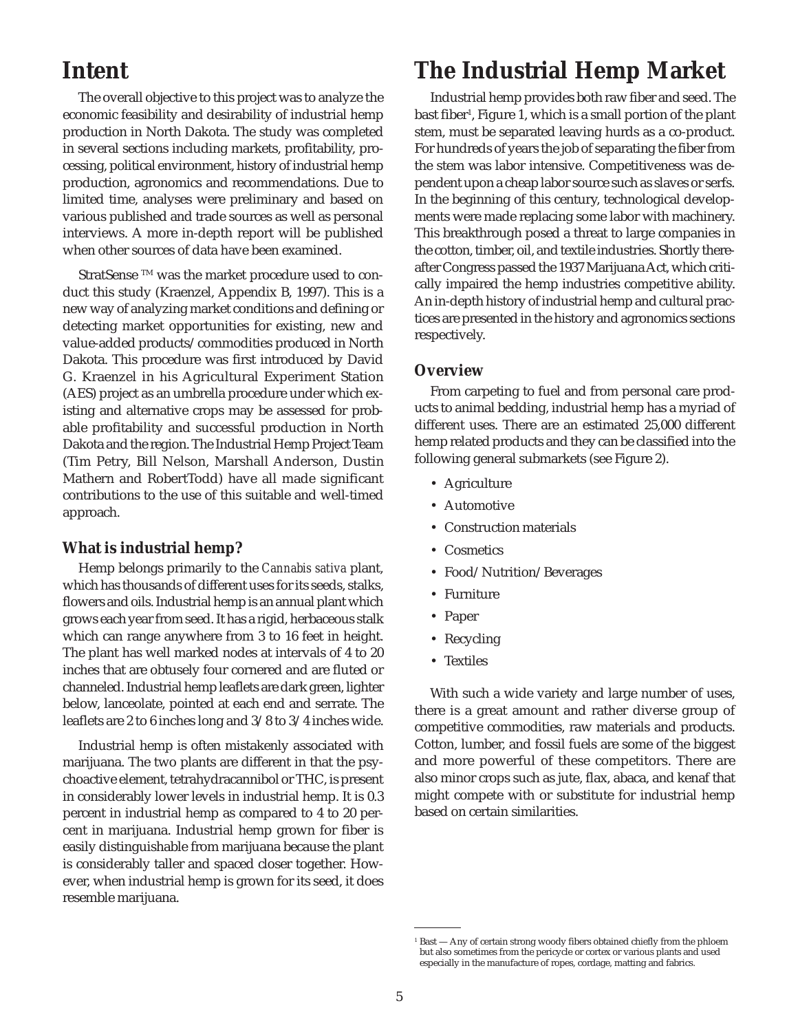# Intent

The overall objective to this project was to analyze the economic feasibility and desirability of industrial hemp production in North Dakota. The study was completed in several sections including markets, profitability, processing, political environment, history of industrial hemp production, agronomics and recommendations. Due to limited time, analyses were preliminary and based on various published and trade sources as well as personal interviews. A more in-depth report will be published when other sources of data have been examined.

StratSense ™ was the market procedure used to conduct this study (Kraenzel, Appendix B, 1997). This is a new way of analyzing market conditions and defining or detecting market opportunities for existing, new and value-added products/commodities produced in North Dakota. This procedure was first introduced by David G. Kraenzel in his Agricultural Experiment Station (AES) project as an umbrella procedure under which existing and alternative crops may be assessed for probable profitability and successful production in North Dakota and the region. The Industrial Hemp Project Team (Tim Petry, Bill Nelson, Marshall Anderson, Dustin Mathern and RobertTodd) have all made significant contributions to the use of this suitable and well-timed approach.

### What is industrial hemp?

Hemp belongs primarily to the *Cannabis sativa* plant, which has thousands of different uses for its seeds, stalks, flowers and oils. Industrial hemp is an annual plant which grows each year from seed. It has a rigid, herbaceous stalk which can range anywhere from 3 to 16 feet in height. The plant has well marked nodes at intervals of 4 to 20 inches that are obtusely four cornered and are fluted or channeled. Industrial hemp leaflets are dark green, lighter below, lanceolate, pointed at each end and serrate. The leaflets are 2 to 6 inches long and 3/8 to 3/4 inches wide.

Industrial hemp is often mistakenly associated with marijuana. The two plants are different in that the psychoactive element, tetrahydracannibol or THC, is present in considerably lower levels in industrial hemp. It is 0.3 percent in industrial hemp as compared to 4 to 20 percent in marijuana. Industrial hemp grown for fiber is easily distinguishable from marijuana because the plant is considerably taller and spaced closer together. However, when industrial hemp is grown for its seed, it does resemble marijuana.

# The Industrial Hemp Market

Industrial hemp provides both raw fiber and seed. The bast fiber[1], Figure 1, which is a small portion of the plant stem, must be separated leaving hurds as a co-product. For hundreds of years the job of separating the fiber from the stem was labor intensive. Competitiveness was dependent upon a cheap labor source such as slaves or serfs. In the beginning of this century, technological developments were made replacing some labor with machinery. This breakthrough posed a threat to large companies in the cotton, timber, oil, and textile industries. Shortly thereafter Congress passed the 1937 Marijuana Act, which critically impaired the hemp industries competitive ability. An in-depth history of industrial hemp and cultural practices are presented in the history and agronomics sections respectively.

### Overview

From carpeting to fuel and from personal care products to animal bedding, industrial hemp has a myriad of different uses. There are an estimated 25,000 different hemp related products and they can be classified into the following general submarkets (see Figure 2).

- Agriculture
- Automotive
- Construction materials
- Cosmetics
- Food/Nutrition/Beverages
- Furniture
- Paper
- Recycling
- Textiles

With such a wide variety and large number of uses, there is a great amount and rather diverse group of competitive commodities, raw materials and products. Cotton, lumber, and fossil fuels are some of the biggest and more powerful of these competitors. There are also minor crops such as jute, flax, abaca, and kenaf that might compete with or substitute for industrial hemp based on certain similarities.

---

[1] Bast — Any of certain strong woody fibers obtained chiefly from the phloem but also sometimes from the pericycle or cortex or various plants and used especially in the manufacture of ropes, cordage, matting and fabrics.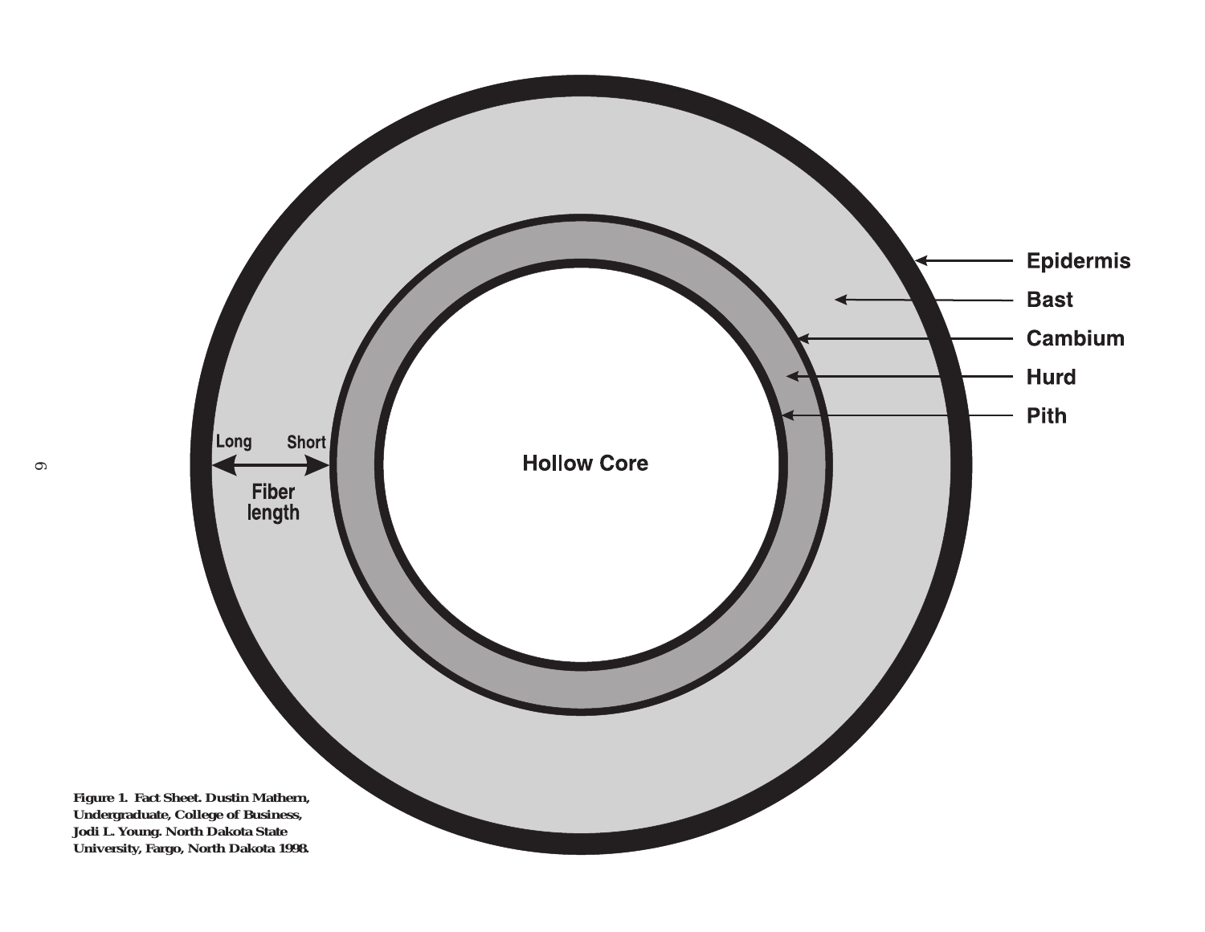Epidermis

Bast

Cambium

Hurd

Pith

Long

Short

Fiber length

Hollow Core

**Figure 1. Fact Sheet. Dustin Mathern, Undergraduate, College of Business, Jodi L. Young. North Dakota State University, Fargo, North Dakota 1998.**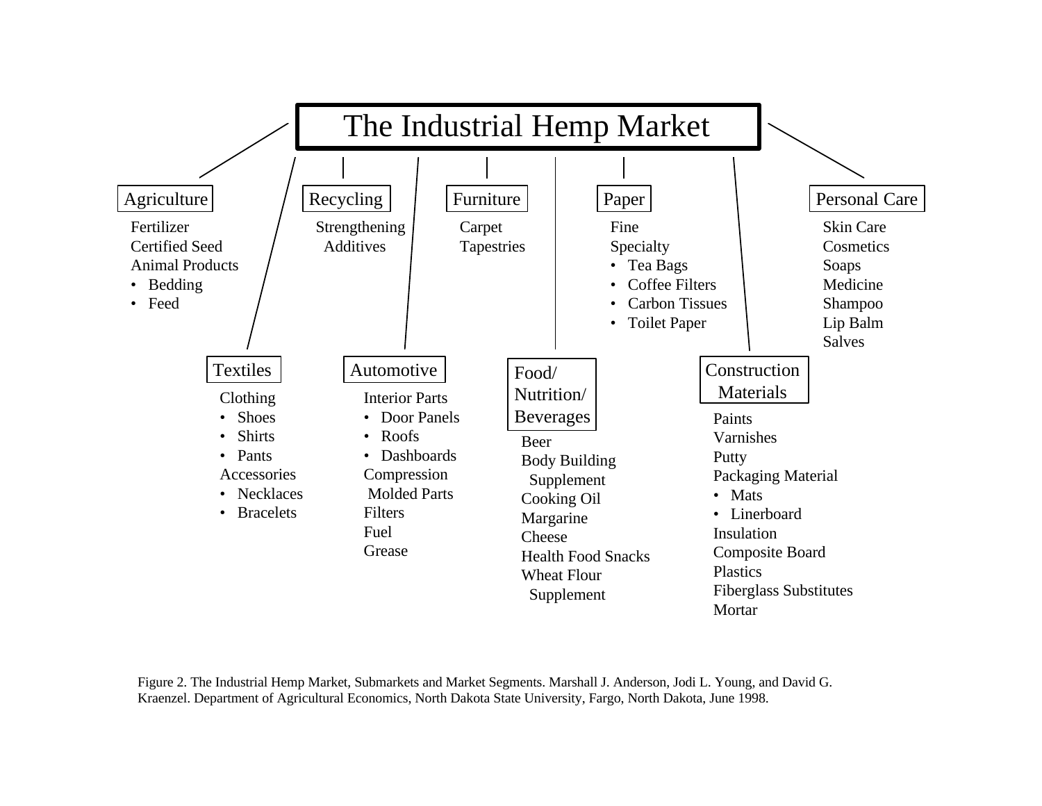# The Industrial Hemp Market

**Agriculture**

Fertilizer
Certified Seed
Animal Products
- Bedding
- Feed

**Recycling**

Strengthening Additives

**Furniture**

Carpet
Tapestries

**Paper**

Fine
Specialty
- Tea Bags
- Coffee Filters
- Carbon Tissues
- Toilet Paper

**Personal Care**

Skin Care
Cosmetics
Soaps
Medicine
Shampoo
Lip Balm
Salves

**Textiles**

Clothing
- Shoes
- Shirts
- Pants

Accessories
- Necklaces
- Bracelets

**Automotive**

Interior Parts
- Door Panels
- Roofs
- Dashboards

Compression Molded Parts
Filters
Fuel
Grease

**Food/ Nutrition/ Beverages**

Beer
Body Building Supplement
Cooking Oil
Margarine
Cheese
Health Food Snacks
Wheat Flour Supplement

**Construction Materials**

Paints
Varnishes
Putty
Packaging Material
- Mats
- Linerboard

Insulation
Composite Board
Plastics
Fiberglass Substitutes
Mortar

Figure 2. The Industrial Hemp Market, Submarkets and Market Segments. Marshall J. Anderson, Jodi L. Young, and David G. Kraenzel. Department of Agricultural Economics, North Dakota State University, Fargo, North Dakota, June 1998.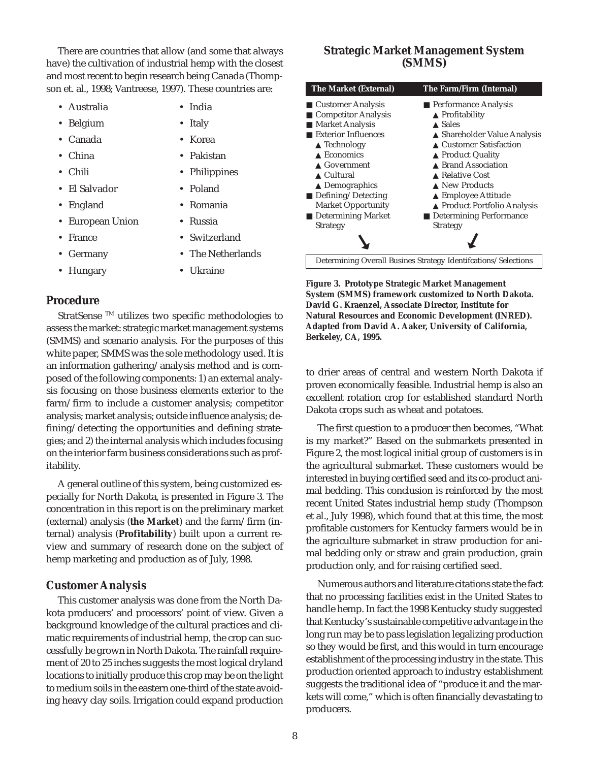There are countries that allow (and some that always have) the cultivation of industrial hemp with the closest and most recent to begin research being Canada (Thompson et. al., 1998; Vantreese, 1997). These countries are:

- Australia
- Belgium
- Canada
- China
- Chili
- El Salvador
- England
- European Union
- France
- Germany
- Hungary
- India
- Italy
- Korea
- Pakistan
- Philippines
- Poland
- Romania
- Russia
- Switzerland
- The Netherlands
- Ukraine

## Procedure

StratSense ™ utilizes two specific methodologies to assess the market: strategic market management systems (SMMS) and scenario analysis. For the purposes of this white paper, SMMS was the sole methodology used. It is an information gathering/analysis method and is composed of the following components: 1) an external analysis focusing on those business elements exterior to the farm/firm to include a customer analysis; competitor analysis; market analysis; outside influence analysis; defining/detecting the opportunities and defining strategies; and 2) the internal analysis which includes focusing on the interior farm business considerations such as profitability.

A general outline of this system, being customized especially for North Dakota, is presented in Figure 3. The concentration in this report is on the preliminary market (external) analysis (**the Market**) and the farm/firm (internal) analysis (**Profitability**) built upon a current review and summary of research done on the subject of hemp marketing and production as of July, 1998.

### Strategic Market Management System (SMMS)

| The Market (External) | The Farm/Firm (Internal) |
|---|---|
| ■ Customer Analysis<br>■ Competitor Analysis<br>■ Market Analysis<br>■ Exterior Influences<br>▲ Technology<br>▲ Economics<br>▲ Government<br>▲ Cultural<br>▲ Demographics<br>■ Defining/Detecting Market Opportunity<br>■ Determining Market Strategy | ■ Performance Analysis<br>▲ Profitability<br>▲ Sales<br>▲ Shareholder Value Analysis<br>▲ Customer Satisfaction<br>▲ Product Quality<br>▲ Brand Association<br>▲ Relative Cost<br>▲ New Products<br>▲ Employee Attitude<br>▲ Product Portfolio Analysis<br>■ Determining Performance Strategy |

Determining Overall Busines Strategy Identifcations/Selections

**Figure 3. Prototype Strategic Market Management System (SMMS) framework customized to North Dakota. David G. Kraenzel, Associate Director, Institute for Natural Resources and Economic Development (INRED). Adapted from David A. Aaker, University of California, Berkeley, CA, 1995.**

## Customer Analysis

This customer analysis was done from the North Dakota producers' and processors' point of view. Given a background knowledge of the cultural practices and climatic requirements of industrial hemp, the crop can successfully be grown in North Dakota. The rainfall requirement of 20 to 25 inches suggests the most logical dryland locations to initially produce this crop may be on the light to medium soils in the eastern one-third of the state avoiding heavy clay soils. Irrigation could expand production to drier areas of central and western North Dakota if proven economically feasible. Industrial hemp is also an excellent rotation crop for established standard North Dakota crops such as wheat and potatoes.

The first question to a producer then becomes, "What is my market?" Based on the submarkets presented in Figure 2, the most logical initial group of customers is in the agricultural submarket. These customers would be interested in buying certified seed and its co-product animal bedding. This conclusion is reinforced by the most recent United States industrial hemp study (Thompson et al., July 1998), which found that at this time, the most profitable customers for Kentucky farmers would be in the agriculture submarket in straw production for animal bedding only or straw and grain production, grain production only, and for raising certified seed.

Numerous authors and literature citations state the fact that no processing facilities exist in the United States to handle hemp. In fact the 1998 Kentucky study suggested that Kentucky's sustainable competitive advantage in the long run may be to pass legislation legalizing production so they would be first, and this would in turn encourage establishment of the processing industry in the state. This production oriented approach to industry establishment suggests the traditional idea of "produce it and the markets will come," which is often financially devastating to producers.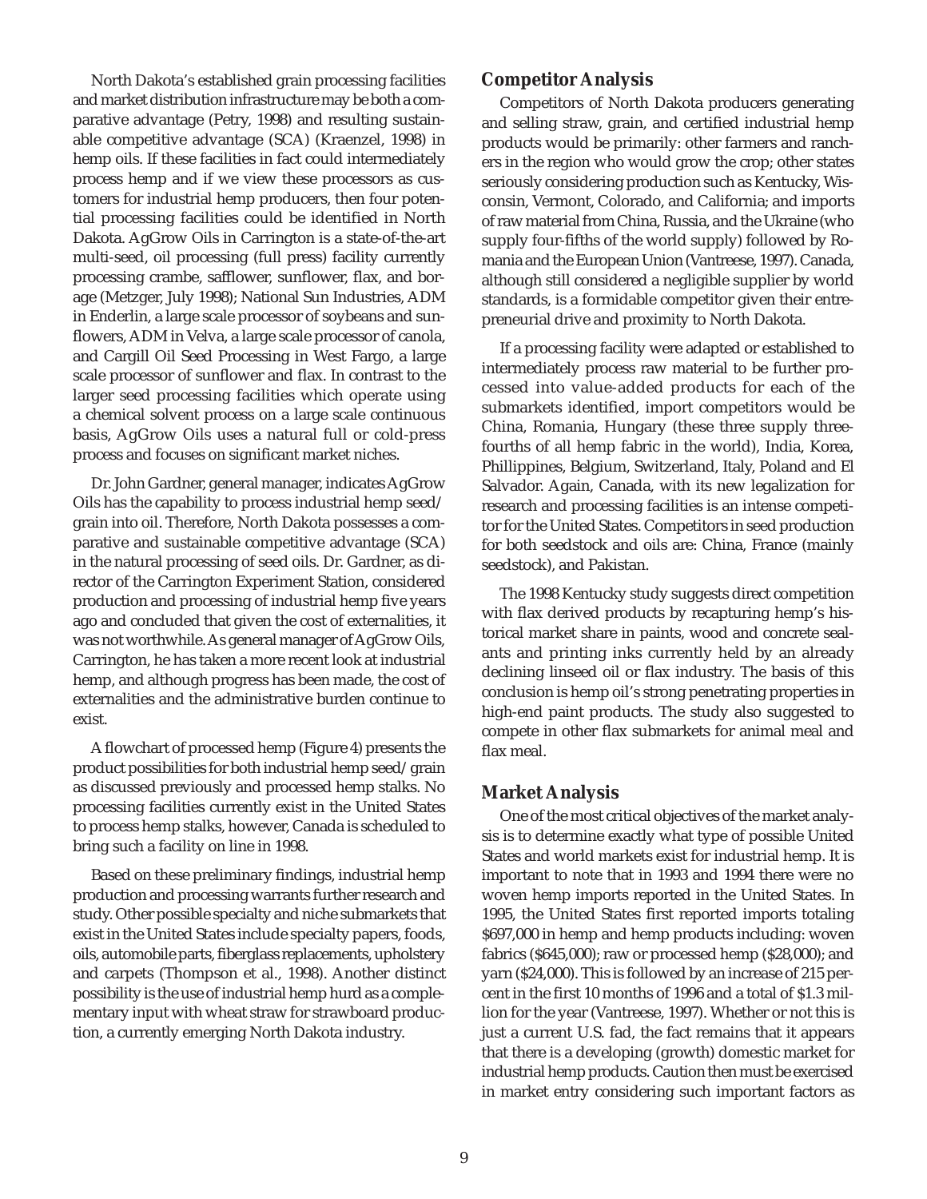North Dakota's established grain processing facilities and market distribution infrastructure may be both a comparative advantage (Petry, 1998) and resulting sustainable competitive advantage (SCA) (Kraenzel, 1998) in hemp oils. If these facilities in fact could intermediately process hemp and if we view these processors as customers for industrial hemp producers, then four potential processing facilities could be identified in North Dakota. AgGrow Oils in Carrington is a state-of-the-art multi-seed, oil processing (full press) facility currently processing crambe, safflower, sunflower, flax, and borage (Metzger, July 1998); National Sun Industries, ADM in Enderlin, a large scale processor of soybeans and sunflowers, ADM in Velva, a large scale processor of canola, and Cargill Oil Seed Processing in West Fargo, a large scale processor of sunflower and flax. In contrast to the larger seed processing facilities which operate using a chemical solvent process on a large scale continuous basis, AgGrow Oils uses a natural full or cold-press process and focuses on significant market niches.

Dr. John Gardner, general manager, indicates AgGrow Oils has the capability to process industrial hemp seed/grain into oil. Therefore, North Dakota possesses a comparative and sustainable competitive advantage (SCA) in the natural processing of seed oils. Dr. Gardner, as director of the Carrington Experiment Station, considered production and processing of industrial hemp five years ago and concluded that given the cost of externalities, it was not worthwhile. As general manager of AgGrow Oils, Carrington, he has taken a more recent look at industrial hemp, and although progress has been made, the cost of externalities and the administrative burden continue to exist.

A flowchart of processed hemp (Figure 4) presents the product possibilities for both industrial hemp seed/grain as discussed previously and processed hemp stalks. No processing facilities currently exist in the United States to process hemp stalks, however, Canada is scheduled to bring such a facility on line in 1998.

Based on these preliminary findings, industrial hemp production and processing warrants further research and study. Other possible specialty and niche submarkets that exist in the United States include specialty papers, foods, oils, automobile parts, fiberglass replacements, upholstery and carpets (Thompson et al., 1998). Another distinct possibility is the use of industrial hemp hurd as a complementary input with wheat straw for strawboard production, a currently emerging North Dakota industry.

## Competitor Analysis

Competitors of North Dakota producers generating and selling straw, grain, and certified industrial hemp products would be primarily: other farmers and ranchers in the region who would grow the crop; other states seriously considering production such as Kentucky, Wisconsin, Vermont, Colorado, and California; and imports of raw material from China, Russia, and the Ukraine (who supply four-fifths of the world supply) followed by Romania and the European Union (Vantreese, 1997). Canada, although still considered a negligible supplier by world standards, is a formidable competitor given their entrepreneurial drive and proximity to North Dakota.

If a processing facility were adapted or established to intermediately process raw material to be further processed into value-added products for each of the submarkets identified, import competitors would be China, Romania, Hungary (these three supply three-fourths of all hemp fabric in the world), India, Korea, Phillippines, Belgium, Switzerland, Italy, Poland and El Salvador. Again, Canada, with its new legalization for research and processing facilities is an intense competitor for the United States. Competitors in seed production for both seedstock and oils are: China, France (mainly seedstock), and Pakistan.

The 1998 Kentucky study suggests direct competition with flax derived products by recapturing hemp's historical market share in paints, wood and concrete sealants and printing inks currently held by an already declining linseed oil or flax industry. The basis of this conclusion is hemp oil's strong penetrating properties in high-end paint products. The study also suggested to compete in other flax submarkets for animal meal and flax meal.

## Market Analysis

One of the most critical objectives of the market analysis is to determine exactly what type of possible United States and world markets exist for industrial hemp. It is important to note that in 1993 and 1994 there were no woven hemp imports reported in the United States. In 1995, the United States first reported imports totaling $697,000 in hemp and hemp products including: woven fabrics ($645,000); raw or processed hemp ($28,000); and yarn ($24,000). This is followed by an increase of 215 percent in the first 10 months of 1996 and a total of $1.3 million for the year (Vantreese, 1997). Whether or not this is just a current U.S. fad, the fact remains that it appears that there is a developing (growth) domestic market for industrial hemp products. Caution then must be exercised in market entry considering such important factors as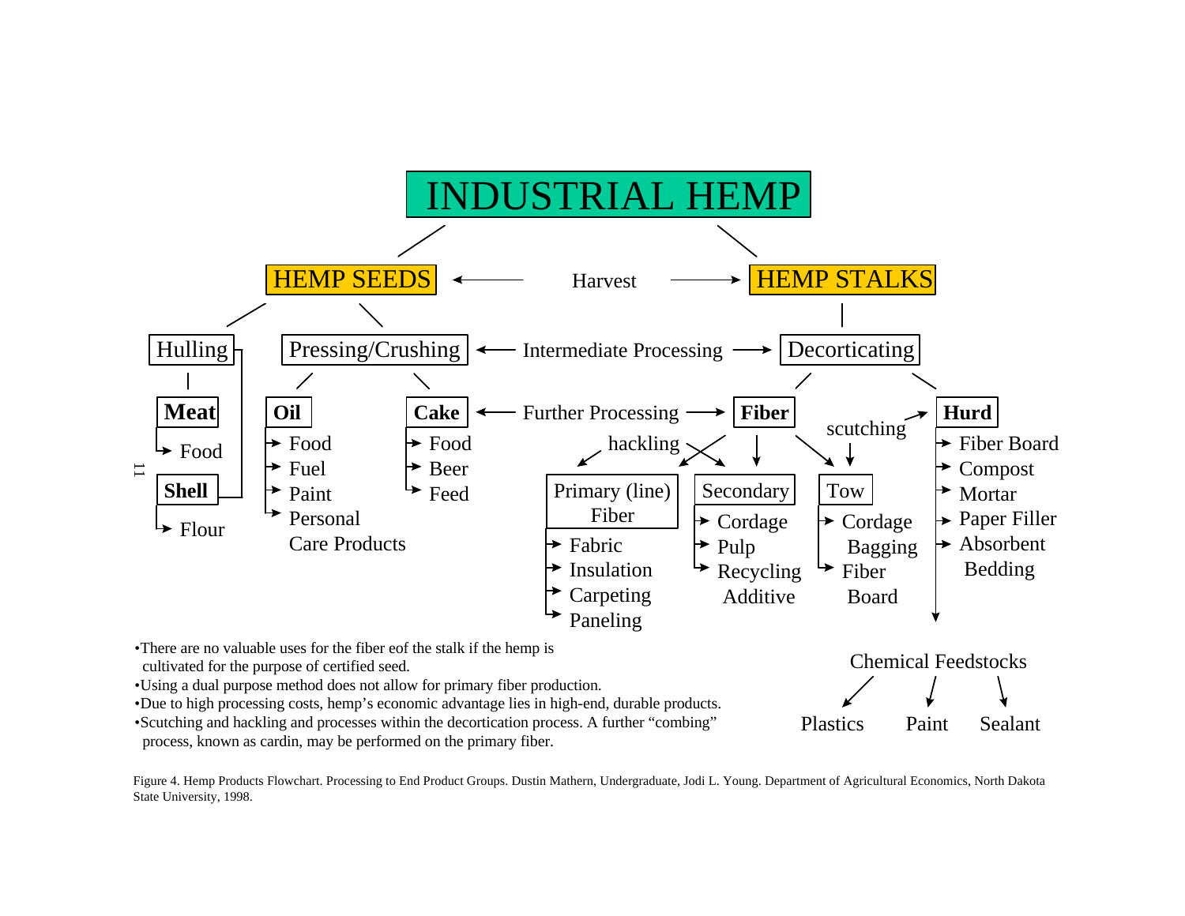# INDUSTRIAL HEMP

**HEMP SEEDS** ← Harvest → **HEMP STALKS**

Hulling | Pressing/Crushing ← Intermediate Processing → Decorticating

- **Hulling**
  - **Meat**
    - Food
  - **Shell**
    - Flour
- **Pressing/Crushing**
  - **Oil**
    - Food
    - Fuel
    - Paint
    - Personal Care Products
  - **Cake**
    - Food
    - Beer
    - Feed

**Cake** ← Further Processing → **Fiber**

- **Decorticating**
  - **Fiber**
    - hackling → Primary (line) Fiber
      - Fabric
      - Insulation
      - Carpeting
      - Paneling
    - Secondary
      - Cordage
      - Pulp
      - Recycling Additive
    - scutching → Tow
      - Cordage
      - Bagging
      - Fiber Board
  - **Hurd**
    - Fiber Board
    - Compost
    - Mortar
    - Paper Filler
    - Absorbent Bedding
    - Chemical Feedstocks
      - Plastics
      - Paint
      - Sealant

- There are no valuable uses for the fiber eof the stalk if the hemp is cultivated for the purpose of certified seed.
- Using a dual purpose method does not allow for primary fiber production.
- Due to high processing costs, hemp's economic advantage lies in high-end, durable products.
- Scutching and hackling and processes within the decortication process. A further "combing" process, known as cardin, may be performed on the primary fiber.

Figure 4. Hemp Products Flowchart. Processing to End Product Groups. Dustin Mathern, Undergraduate, Jodi L. Young. Department of Agricultural Economics, North Dakota State University, 1998.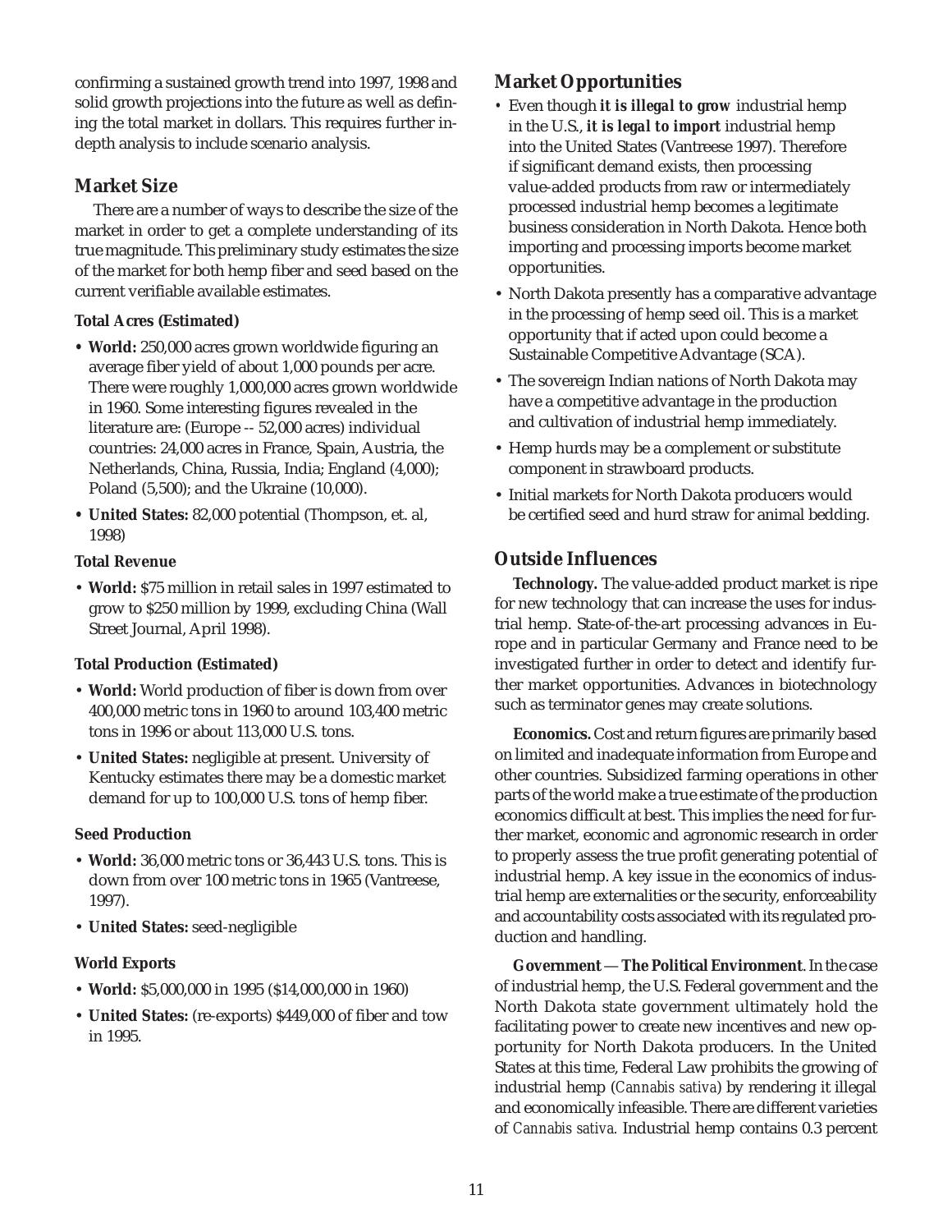confirming a sustained growth trend into 1997, 1998 and solid growth projections into the future as well as defining the total market in dollars. This requires further in-depth analysis to include scenario analysis.

## Market Size

There are a number of ways to describe the size of the market in order to get a complete understanding of its true magnitude. This preliminary study estimates the size of the market for both hemp fiber and seed based on the current verifiable available estimates.

### Total Acres (Estimated)

- **World:** 250,000 acres grown worldwide figuring an average fiber yield of about 1,000 pounds per acre. There were roughly 1,000,000 acres grown worldwide in 1960. Some interesting figures revealed in the literature are: (Europe -- 52,000 acres) individual countries: 24,000 acres in France, Spain, Austria, the Netherlands, China, Russia, India; England (4,000); Poland (5,500); and the Ukraine (10,000).
- **United States:** 82,000 potential (Thompson, et. al, 1998)

### Total Revenue

- **World:** $75 million in retail sales in 1997 estimated to grow to $250 million by 1999, excluding China (Wall Street Journal, April 1998).

### Total Production (Estimated)

- **World:** World production of fiber is down from over 400,000 metric tons in 1960 to around 103,400 metric tons in 1996 or about 113,000 U.S. tons.
- **United States:** negligible at present. University of Kentucky estimates there may be a domestic market demand for up to 100,000 U.S. tons of hemp fiber.

### Seed Production

- **World:** 36,000 metric tons or 36,443 U.S. tons. This is down from over 100 metric tons in 1965 (Vantreese, 1997).
- **United States:** seed-negligible

### World Exports

- **World:** $5,000,000 in 1995 ($14,000,000 in 1960)
- **United States:** (re-exports) $449,000 of fiber and tow in 1995.

## Market Opportunities

- Even though ***it is illegal to grow*** industrial hemp in the U.S., ***it is legal to import*** industrial hemp into the United States (Vantreese 1997). Therefore if significant demand exists, then processing value-added products from raw or intermediately processed industrial hemp becomes a legitimate business consideration in North Dakota. Hence both importing and processing imports become market opportunities.
- North Dakota presently has a comparative advantage in the processing of hemp seed oil. This is a market opportunity that if acted upon could become a Sustainable Competitive Advantage (SCA).
- The sovereign Indian nations of North Dakota may have a competitive advantage in the production and cultivation of industrial hemp immediately.
- Hemp hurds may be a complement or substitute component in strawboard products.
- Initial markets for North Dakota producers would be certified seed and hurd straw for animal bedding.

## Outside Influences

**Technology.** The value-added product market is ripe for new technology that can increase the uses for industrial hemp. State-of-the-art processing advances in Europe and in particular Germany and France need to be investigated further in order to detect and identify further market opportunities. Advances in biotechnology such as terminator genes may create solutions.

**Economics.** Cost and return figures are primarily based on limited and inadequate information from Europe and other countries. Subsidized farming operations in other parts of the world make a true estimate of the production economics difficult at best. This implies the need for further market, economic and agronomic research in order to properly assess the true profit generating potential of industrial hemp. A key issue in the economics of industrial hemp are externalities or the security, enforceability and accountability costs associated with its regulated production and handling.

**Government — The Political Environment**. In the case of industrial hemp, the U.S. Federal government and the North Dakota state government ultimately hold the facilitating power to create new incentives and new opportunity for North Dakota producers. In the United States at this time, Federal Law prohibits the growing of industrial hemp (*Cannabis sativa*) by rendering it illegal and economically infeasible. There are different varieties of *Cannabis sativa.* Industrial hemp contains 0.3 percent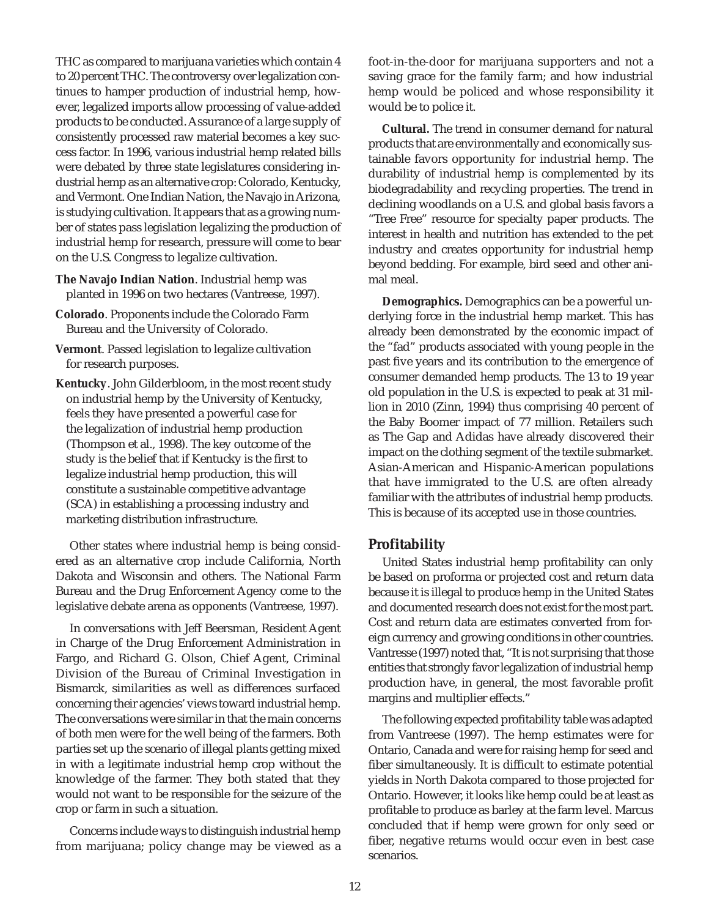THC as compared to marijuana varieties which contain 4 to 20 percent THC. The controversy over legalization continues to hamper production of industrial hemp, however, legalized imports allow processing of value-added products to be conducted. Assurance of a large supply of consistently processed raw material becomes a key success factor. In 1996, various industrial hemp related bills were debated by three state legislatures considering industrial hemp as an alternative crop: Colorado, Kentucky, and Vermont. One Indian Nation, the Navajo in Arizona, is studying cultivation. It appears that as a growing number of states pass legislation legalizing the production of industrial hemp for research, pressure will come to bear on the U.S. Congress to legalize cultivation.

**The Navajo Indian Nation**. Industrial hemp was planted in 1996 on two hectares (Vantreese, 1997).

**Colorado**. Proponents include the Colorado Farm Bureau and the University of Colorado.

**Vermont**. Passed legislation to legalize cultivation for research purposes.

**Kentucky**. John Gilderbloom, in the most recent study on industrial hemp by the University of Kentucky, feels they have presented a powerful case for the legalization of industrial hemp production (Thompson et al., 1998). The key outcome of the study is the belief that if Kentucky is the first to legalize industrial hemp production, this will constitute a sustainable competitive advantage (SCA) in establishing a processing industry and marketing distribution infrastructure.

Other states where industrial hemp is being considered as an alternative crop include California, North Dakota and Wisconsin and others. The National Farm Bureau and the Drug Enforcement Agency come to the legislative debate arena as opponents (Vantreese, 1997).

In conversations with Jeff Beersman, Resident Agent in Charge of the Drug Enforcement Administration in Fargo, and Richard G. Olson, Chief Agent, Criminal Division of the Bureau of Criminal Investigation in Bismarck, similarities as well as differences surfaced concerning their agencies' views toward industrial hemp. The conversations were similar in that the main concerns of both men were for the well being of the farmers. Both parties set up the scenario of illegal plants getting mixed in with a legitimate industrial hemp crop without the knowledge of the farmer. They both stated that they would not want to be responsible for the seizure of the crop or farm in such a situation.

Concerns include ways to distinguish industrial hemp from marijuana; policy change may be viewed as a foot-in-the-door for marijuana supporters and not a saving grace for the family farm; and how industrial hemp would be policed and whose responsibility it would be to police it.

**Cultural.** The trend in consumer demand for natural products that are environmentally and economically sustainable favors opportunity for industrial hemp. The durability of industrial hemp is complemented by its biodegradability and recycling properties. The trend in declining woodlands on a U.S. and global basis favors a "Tree Free" resource for specialty paper products. The interest in health and nutrition has extended to the pet industry and creates opportunity for industrial hemp beyond bedding. For example, bird seed and other animal meal.

**Demographics.** Demographics can be a powerful underlying force in the industrial hemp market. This has already been demonstrated by the economic impact of the "fad" products associated with young people in the past five years and its contribution to the emergence of consumer demanded hemp products. The 13 to 19 year old population in the U.S. is expected to peak at 31 million in 2010 (Zinn, 1994) thus comprising 40 percent of the Baby Boomer impact of 77 million. Retailers such as The Gap and Adidas have already discovered their impact on the clothing segment of the textile submarket. Asian-American and Hispanic-American populations that have immigrated to the U.S. are often already familiar with the attributes of industrial hemp products. This is because of its accepted use in those countries.

## Profitability

United States industrial hemp profitability can only be based on proforma or projected cost and return data because it is illegal to produce hemp in the United States and documented research does not exist for the most part. Cost and return data are estimates converted from foreign currency and growing conditions in other countries. Vantresse (1997) noted that, "It is not surprising that those entities that strongly favor legalization of industrial hemp production have, in general, the most favorable profit margins and multiplier effects."

The following expected profitability table was adapted from Vantreese (1997). The hemp estimates were for Ontario, Canada and were for raising hemp for seed and fiber simultaneously. It is difficult to estimate potential yields in North Dakota compared to those projected for Ontario. However, it looks like hemp could be at least as profitable to produce as barley at the farm level. Marcus concluded that if hemp were grown for only seed or fiber, negative returns would occur even in best case scenarios.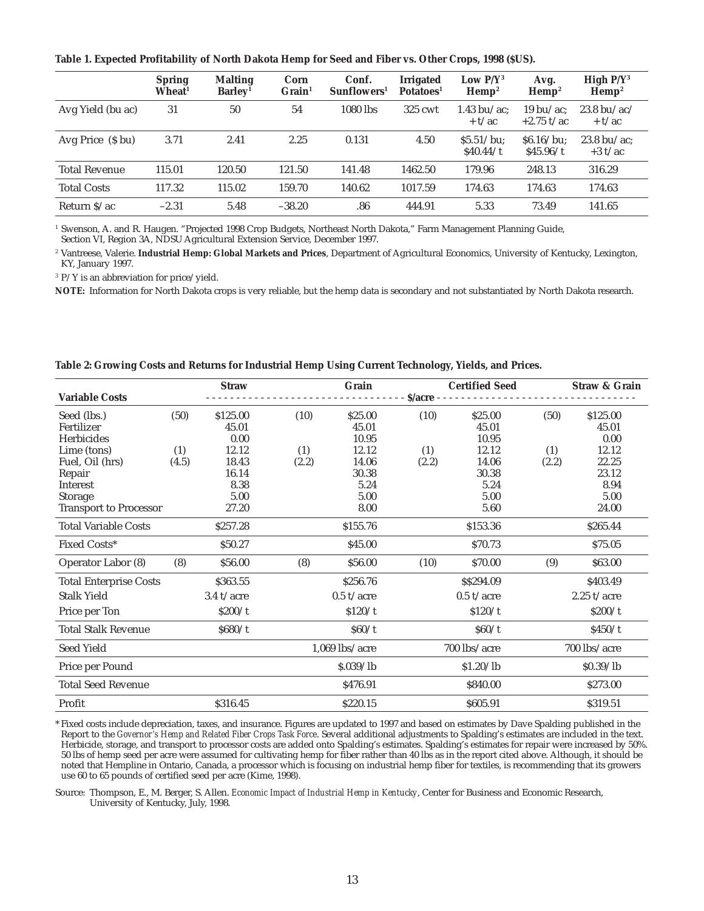**Table 1. Expected Profitability of North Dakota Hemp for Seed and Fiber vs. Other Crops, 1998 ($US).**

| | Spring Wheat[1] | Malting Barley[1] | Corn Grain[1] | Conf. Sunflowers[1] | Irrigated Potatoes[1] | Low P/Y[3] Hemp[2] | Avg. Hemp[2] | High P/Y[3] Hemp[2] |
|---|---|---|---|---|---|---|---|---|
| Avg Yield (bu ac) | 31 | 50 | 54 | 1080 lbs | 325 cwt | 1.43 bu/ac; + t/ac | 19 bu/ac; +2.75 t/ac | 23.8 bu/ac/ + t/ac |
| Avg Price ($ bu) | 3.71 | 2.41 | 2.25 | 0.131 | 4.50 | $5.51/bu; $40.44/t | $6.16/bu; $45.96/t | 23.8 bu/ac; +3 t/ac |
| Total Revenue | 115.01 | 120.50 | 121.50 | 141.48 | 1462.50 | 179.96 | 248.13 | 316.29 |
| Total Costs | 117.32 | 115.02 | 159.70 | 140.62 | 1017.59 | 174.63 | 174.63 | 174.63 |
| Return $/ac | –2.31 | 5.48 | –38.20 | .86 | 444.91 | 5.33 | 73.49 | 141.65 |

[1] Swenson, A. and R. Haugen. "Projected 1998 Crop Budgets, Northeast North Dakota," Farm Management Planning Guide, Section VI, Region 3A, NDSU Agricultural Extension Service, December 1997.

[2] Vantreese, Valerie. **Industrial Hemp: Global Markets and Prices**, Department of Agricultural Economics, University of Kentucky, Lexington, KY, January 1997.

[3] P/Y is an abbreviation for price/yield.

**NOTE:** Information for North Dakota crops is very reliable, but the hemp data is secondary and not substantiated by North Dakota research.

**Table 2: Growing Costs and Returns for Industrial Hemp Using Current Technology, Yields, and Prices.**

| Variable Costs | | Straw | | Grain | | Certified Seed | | Straw & Grain |
|---|---|---|---|---|---|---|---|---|
| | | $/acre | | | | | | |
| Seed (lbs.) | (50) | $125.00 | (10) | $25.00 | (10) | $25.00 | (50) | $125.00 |
| Fertilizer | | 45.01 | | 45.01 | | 45.01 | | 45.01 |
| Herbicides | | 0.00 | | 10.95 | | 10.95 | | 0.00 |
| Lime (tons) | (1) | 12.12 | (1) | 12.12 | (1) | 12.12 | (1) | 12.12 |
| Fuel, Oil (hrs) | (4.5) | 18.43 | (2.2) | 14.06 | (2.2) | 14.06 | (2.2) | 22.25 |
| Repair | | 16.14 | | 30.38 | | 30.38 | | 23.12 |
| Interest | | 8.38 | | 5.24 | | 5.24 | | 8.94 |
| Storage | | 5.00 | | 5.00 | | 5.00 | | 5.00 |
| Transport to Processor | | 27.20 | | 8.00 | | 5.60 | | 24.00 |
| Total Variable Costs | | $257.28 | | $155.76 | | $153.36 | | $265.44 |
| Fixed Costs* | | $50.27 | | $45.00 | | $70.73 | | $75.05 |
| Operator Labor (8) | (8) | $56.00 | (8) | $56.00 | (10) | $70.00 | (9) | $63.00 |
| Total Enterprise Costs | | $363.55 | | $256.76 | | $$294.09 | | $403.49 |
| Stalk Yield | | 3.4 t/acre | | 0.5 t/acre | | 0.5 t/acre | | 2.25 t/acre |
| Price per Ton | | $200/t | | $120/t | | $120/t | | $200/t |
| Total Stalk Revenue | | $680/t | | $60/t | | $60/t | | $450/t |
| Seed Yield | | | | 1,069 lbs/acre | | 700 lbs/acre | | 700 lbs/acre |
| Price per Pound | | | | $.039/lb | | $1.20/lb | | $0.39/lb |
| Total Seed Revenue | | | | $476.91 | | $840.00 | | $273.00 |
| Profit | | $316.45 | | $220.15 | | $605.91 | | $319.51 |

\* Fixed costs include depreciation, taxes, and insurance. Figures are updated to 1997 and based on estimates by Dave Spalding published in the Report to the *Governor's Hemp and Related Fiber Crops Task Force*. Several additional adjustments to Spalding's estimates are included in the text. Herbicide, storage, and transport to processor costs are added onto Spalding's estimates. Spalding's estimates for repair were increased by 50%. 50 lbs of hemp seed per acre were assumed for cultivating hemp for fiber rather than 40 lbs as in the report cited above. Although, it should be noted that Hempline in Ontario, Canada, a processor which is focusing on industrial hemp fiber for textiles, is recommending that its growers use 60 to 65 pounds of certified seed per acre (Kime, 1998).

Source: Thompson, E., M. Berger, S. Allen. *Economic Impact of Industrial Hemp in Kentucky*, Center for Business and Economic Research, University of Kentucky, July, 1998.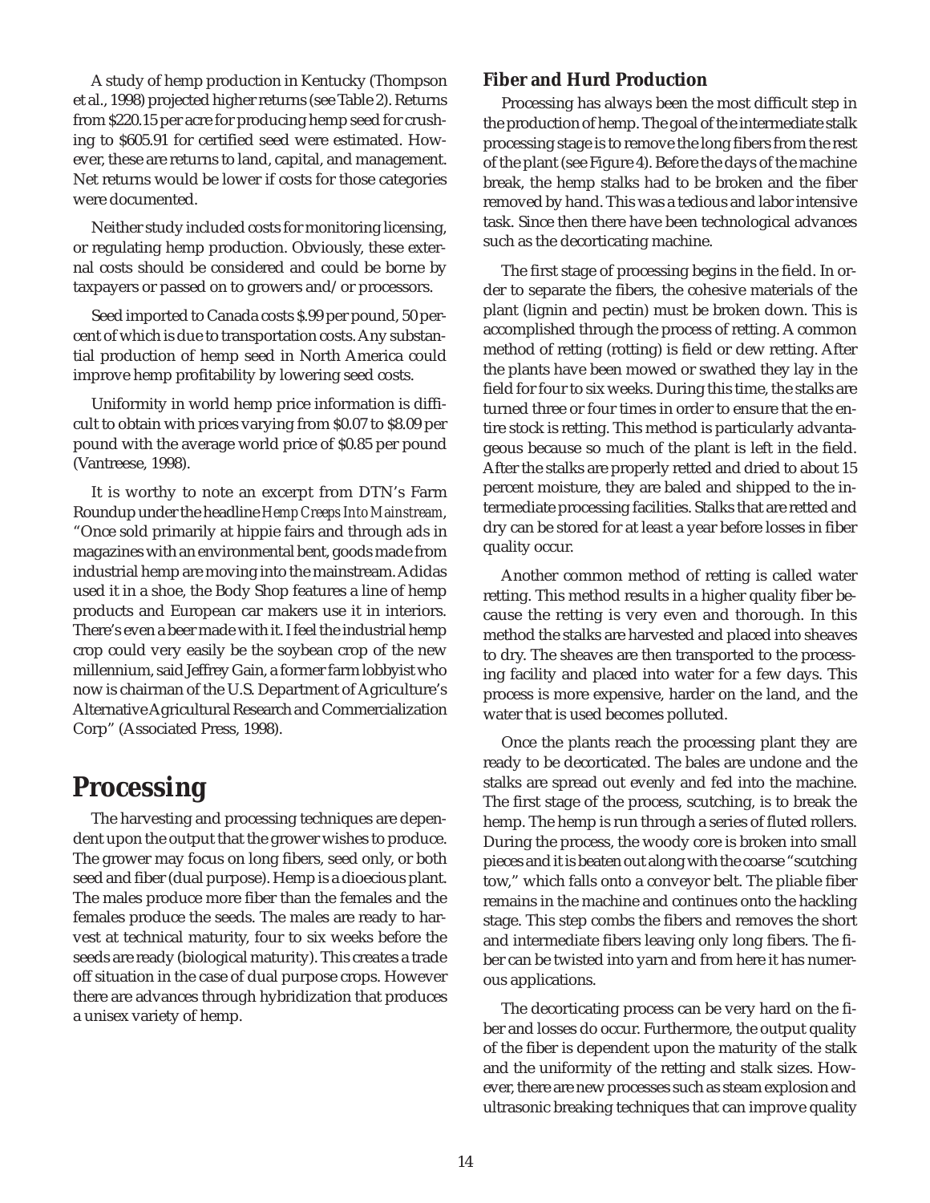A study of hemp production in Kentucky (Thompson et al., 1998) projected higher returns (see Table 2). Returns from $220.15 per acre for producing hemp seed for crushing to $605.91 for certified seed were estimated. However, these are returns to land, capital, and management. Net returns would be lower if costs for those categories were documented.

Neither study included costs for monitoring licensing, or regulating hemp production. Obviously, these external costs should be considered and could be borne by taxpayers or passed on to growers and/or processors.

Seed imported to Canada costs $.99 per pound, 50 percent of which is due to transportation costs. Any substantial production of hemp seed in North America could improve hemp profitability by lowering seed costs.

Uniformity in world hemp price information is difficult to obtain with prices varying from $0.07 to $8.09 per pound with the average world price of $0.85 per pound (Vantreese, 1998).

It is worthy to note an excerpt from DTN's Farm Roundup under the headline *Hemp Creeps Into Mainstream*, "Once sold primarily at hippie fairs and through ads in magazines with an environmental bent, goods made from industrial hemp are moving into the mainstream. Adidas used it in a shoe, the Body Shop features a line of hemp products and European car makers use it in interiors. There's even a beer made with it. I feel the industrial hemp crop could very easily be the soybean crop of the new millennium, said Jeffrey Gain, a former farm lobbyist who now is chairman of the U.S. Department of Agriculture's Alternative Agricultural Research and Commercialization Corp" (Associated Press, 1998).

# Processing

The harvesting and processing techniques are dependent upon the output that the grower wishes to produce. The grower may focus on long fibers, seed only, or both seed and fiber (dual purpose). Hemp is a dioecious plant. The males produce more fiber than the females and the females produce the seeds. The males are ready to harvest at technical maturity, four to six weeks before the seeds are ready (biological maturity). This creates a trade off situation in the case of dual purpose crops. However there are advances through hybridization that produces a unisex variety of hemp.

### Fiber and Hurd Production

Processing has always been the most difficult step in the production of hemp. The goal of the intermediate stalk processing stage is to remove the long fibers from the rest of the plant (see Figure 4). Before the days of the machine break, the hemp stalks had to be broken and the fiber removed by hand. This was a tedious and labor intensive task. Since then there have been technological advances such as the decorticating machine.

The first stage of processing begins in the field. In order to separate the fibers, the cohesive materials of the plant (lignin and pectin) must be broken down. This is accomplished through the process of retting. A common method of retting (rotting) is field or dew retting. After the plants have been mowed or swathed they lay in the field for four to six weeks. During this time, the stalks are turned three or four times in order to ensure that the entire stock is retting. This method is particularly advantageous because so much of the plant is left in the field. After the stalks are properly retted and dried to about 15 percent moisture, they are baled and shipped to the intermediate processing facilities. Stalks that are retted and dry can be stored for at least a year before losses in fiber quality occur.

Another common method of retting is called water retting. This method results in a higher quality fiber because the retting is very even and thorough. In this method the stalks are harvested and placed into sheaves to dry. The sheaves are then transported to the processing facility and placed into water for a few days. This process is more expensive, harder on the land, and the water that is used becomes polluted.

Once the plants reach the processing plant they are ready to be decorticated. The bales are undone and the stalks are spread out evenly and fed into the machine. The first stage of the process, scutching, is to break the hemp. The hemp is run through a series of fluted rollers. During the process, the woody core is broken into small pieces and it is beaten out along with the coarse "scutching tow," which falls onto a conveyor belt. The pliable fiber remains in the machine and continues onto the hackling stage. This step combs the fibers and removes the short and intermediate fibers leaving only long fibers. The fiber can be twisted into yarn and from here it has numerous applications.

The decorticating process can be very hard on the fiber and losses do occur. Furthermore, the output quality of the fiber is dependent upon the maturity of the stalk and the uniformity of the retting and stalk sizes. However, there are new processes such as steam explosion and ultrasonic breaking techniques that can improve quality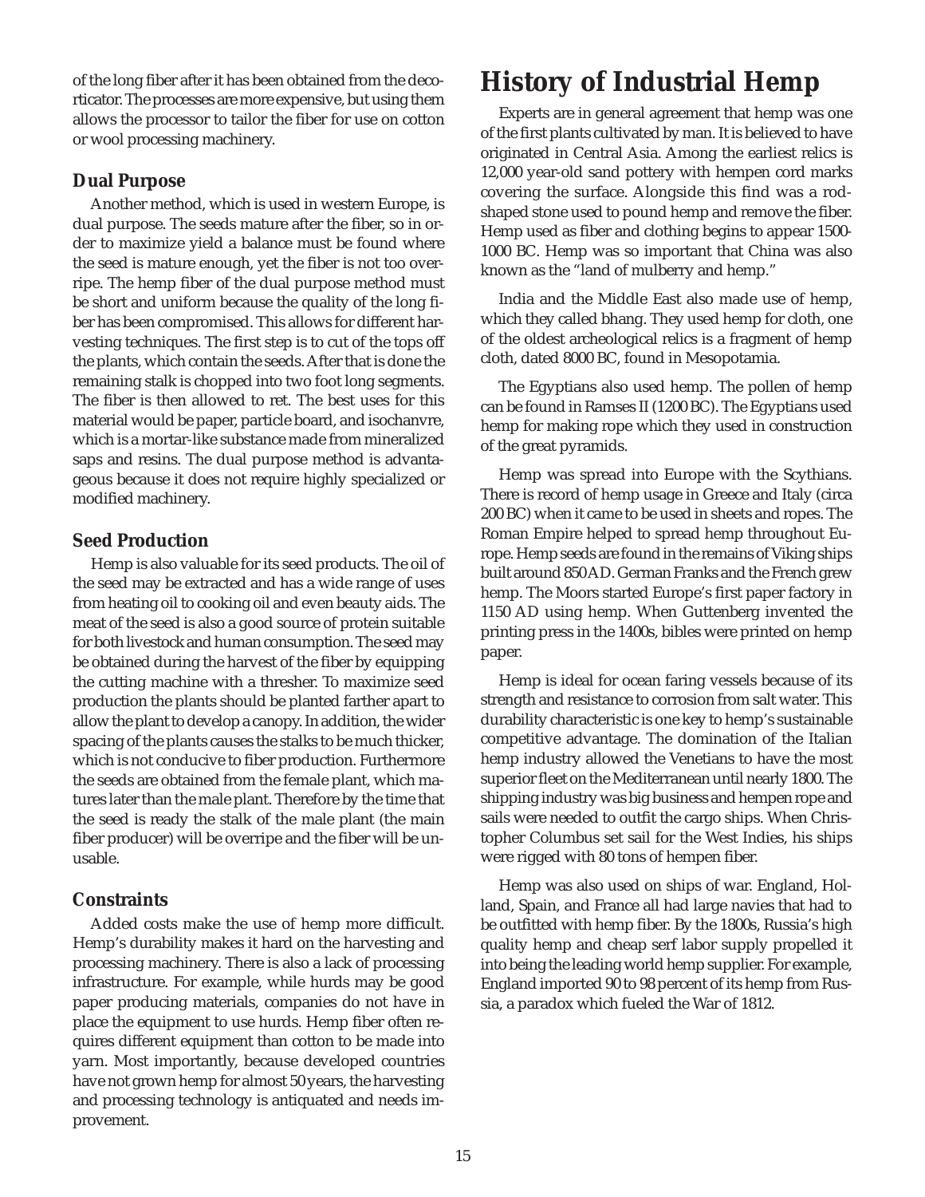of the long fiber after it has been obtained from the decorticator. The processes are more expensive, but using them allows the processor to tailor the fiber for use on cotton or wool processing machinery.

### Dual Purpose

Another method, which is used in western Europe, is dual purpose. The seeds mature after the fiber, so in order to maximize yield a balance must be found where the seed is mature enough, yet the fiber is not too overripe. The hemp fiber of the dual purpose method must be short and uniform because the quality of the long fiber has been compromised. This allows for different harvesting techniques. The first step is to cut of the tops off the plants, which contain the seeds. After that is done the remaining stalk is chopped into two foot long segments. The fiber is then allowed to ret. The best uses for this material would be paper, particle board, and isochanvre, which is a mortar-like substance made from mineralized saps and resins. The dual purpose method is advantageous because it does not require highly specialized or modified machinery.

### Seed Production

Hemp is also valuable for its seed products. The oil of the seed may be extracted and has a wide range of uses from heating oil to cooking oil and even beauty aids. The meat of the seed is also a good source of protein suitable for both livestock and human consumption. The seed may be obtained during the harvest of the fiber by equipping the cutting machine with a thresher. To maximize seed production the plants should be planted farther apart to allow the plant to develop a canopy. In addition, the wider spacing of the plants causes the stalks to be much thicker, which is not conducive to fiber production. Furthermore the seeds are obtained from the female plant, which matures later than the male plant. Therefore by the time that the seed is ready the stalk of the male plant (the main fiber producer) will be overripe and the fiber will be unusable.

### Constraints

Added costs make the use of hemp more difficult. Hemp's durability makes it hard on the harvesting and processing machinery. There is also a lack of processing infrastructure. For example, while hurds may be good paper producing materials, companies do not have in place the equipment to use hurds. Hemp fiber often requires different equipment than cotton to be made into yarn. Most importantly, because developed countries have not grown hemp for almost 50 years, the harvesting and processing technology is antiquated and needs improvement.

# History of Industrial Hemp

Experts are in general agreement that hemp was one of the first plants cultivated by man. It is believed to have originated in Central Asia. Among the earliest relics is 12,000 year-old sand pottery with hempen cord marks covering the surface. Alongside this find was a rod-shaped stone used to pound hemp and remove the fiber. Hemp used as fiber and clothing begins to appear 1500-1000 BC. Hemp was so important that China was also known as the "land of mulberry and hemp."

India and the Middle East also made use of hemp, which they called bhang. They used hemp for cloth, one of the oldest archeological relics is a fragment of hemp cloth, dated 8000 BC, found in Mesopotamia.

The Egyptians also used hemp. The pollen of hemp can be found in Ramses II (1200 BC). The Egyptians used hemp for making rope which they used in construction of the great pyramids.

Hemp was spread into Europe with the Scythians. There is record of hemp usage in Greece and Italy (circa 200 BC) when it came to be used in sheets and ropes. The Roman Empire helped to spread hemp throughout Europe. Hemp seeds are found in the remains of Viking ships built around 850 AD. German Franks and the French grew hemp. The Moors started Europe's first paper factory in 1150 AD using hemp. When Guttenberg invented the printing press in the 1400s, bibles were printed on hemp paper.

Hemp is ideal for ocean faring vessels because of its strength and resistance to corrosion from salt water. This durability characteristic is one key to hemp's sustainable competitive advantage. The domination of the Italian hemp industry allowed the Venetians to have the most superior fleet on the Mediterranean until nearly 1800. The shipping industry was big business and hempen rope and sails were needed to outfit the cargo ships. When Christopher Columbus set sail for the West Indies, his ships were rigged with 80 tons of hempen fiber.

Hemp was also used on ships of war. England, Holland, Spain, and France all had large navies that had to be outfitted with hemp fiber. By the 1800s, Russia's high quality hemp and cheap serf labor supply propelled it into being the leading world hemp supplier. For example, England imported 90 to 98 percent of its hemp from Russia, a paradox which fueled the War of 1812.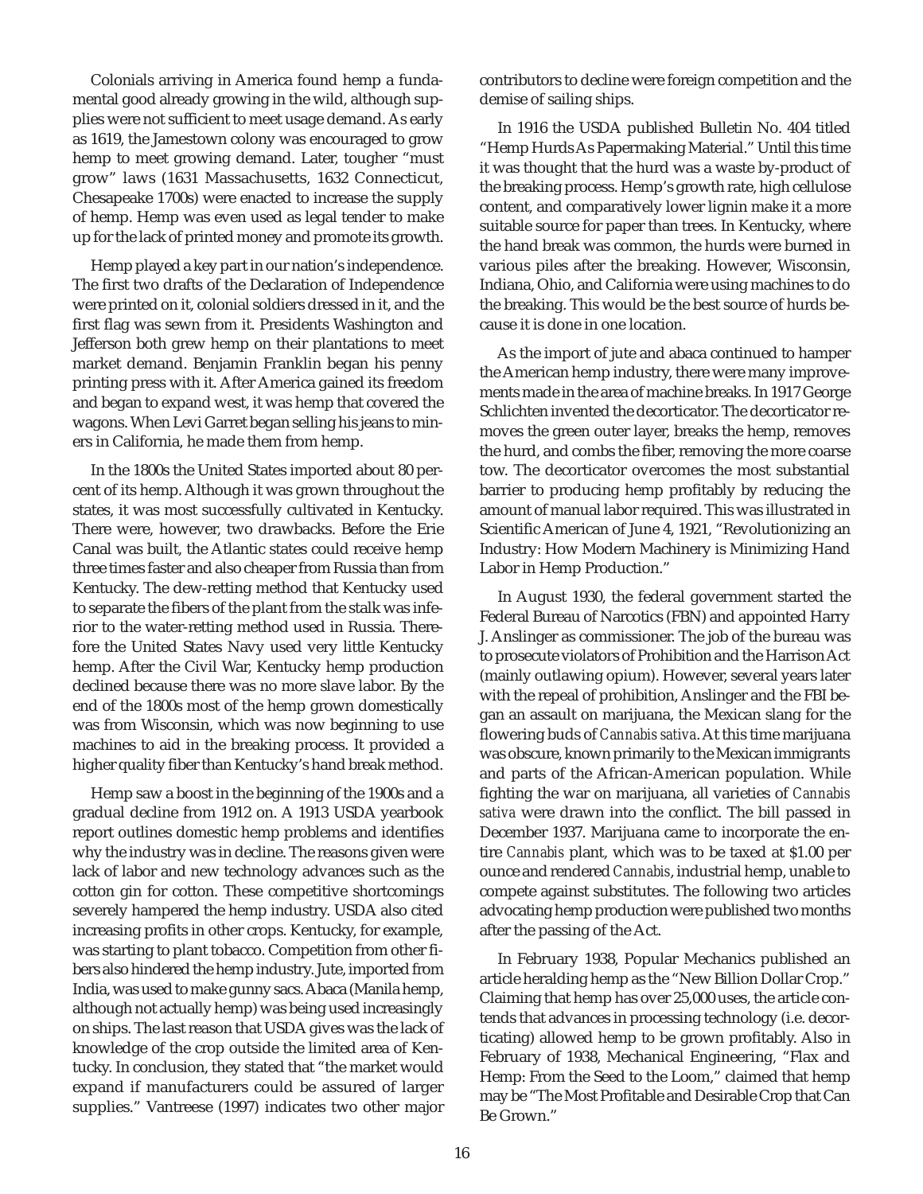Colonials arriving in America found hemp a fundamental good already growing in the wild, although supplies were not sufficient to meet usage demand. As early as 1619, the Jamestown colony was encouraged to grow hemp to meet growing demand. Later, tougher "must grow" laws (1631 Massachusetts, 1632 Connecticut, Chesapeake 1700s) were enacted to increase the supply of hemp. Hemp was even used as legal tender to make up for the lack of printed money and promote its growth.

Hemp played a key part in our nation's independence. The first two drafts of the Declaration of Independence were printed on it, colonial soldiers dressed in it, and the first flag was sewn from it. Presidents Washington and Jefferson both grew hemp on their plantations to meet market demand. Benjamin Franklin began his penny printing press with it. After America gained its freedom and began to expand west, it was hemp that covered the wagons. When Levi Garret began selling his jeans to miners in California, he made them from hemp.

In the 1800s the United States imported about 80 percent of its hemp. Although it was grown throughout the states, it was most successfully cultivated in Kentucky. There were, however, two drawbacks. Before the Erie Canal was built, the Atlantic states could receive hemp three times faster and also cheaper from Russia than from Kentucky. The dew-retting method that Kentucky used to separate the fibers of the plant from the stalk was inferior to the water-retting method used in Russia. Therefore the United States Navy used very little Kentucky hemp. After the Civil War, Kentucky hemp production declined because there was no more slave labor. By the end of the 1800s most of the hemp grown domestically was from Wisconsin, which was now beginning to use machines to aid in the breaking process. It provided a higher quality fiber than Kentucky's hand break method.

Hemp saw a boost in the beginning of the 1900s and a gradual decline from 1912 on. A 1913 USDA yearbook report outlines domestic hemp problems and identifies why the industry was in decline. The reasons given were lack of labor and new technology advances such as the cotton gin for cotton. These competitive shortcomings severely hampered the hemp industry. USDA also cited increasing profits in other crops. Kentucky, for example, was starting to plant tobacco. Competition from other fibers also hindered the hemp industry. Jute, imported from India, was used to make gunny sacs. Abaca (Manila hemp, although not actually hemp) was being used increasingly on ships. The last reason that USDA gives was the lack of knowledge of the crop outside the limited area of Kentucky. In conclusion, they stated that "the market would expand if manufacturers could be assured of larger supplies." Vantreese (1997) indicates two other major contributors to decline were foreign competition and the demise of sailing ships.

In 1916 the USDA published Bulletin No. 404 titled "Hemp Hurds As Papermaking Material." Until this time it was thought that the hurd was a waste by-product of the breaking process. Hemp's growth rate, high cellulose content, and comparatively lower lignin make it a more suitable source for paper than trees. In Kentucky, where the hand break was common, the hurds were burned in various piles after the breaking. However, Wisconsin, Indiana, Ohio, and California were using machines to do the breaking. This would be the best source of hurds because it is done in one location.

As the import of jute and abaca continued to hamper the American hemp industry, there were many improvements made in the area of machine breaks. In 1917 George Schlichten invented the decorticator. The decorticator removes the green outer layer, breaks the hemp, removes the hurd, and combs the fiber, removing the more coarse tow. The decorticator overcomes the most substantial barrier to producing hemp profitably by reducing the amount of manual labor required. This was illustrated in Scientific American of June 4, 1921, "Revolutionizing an Industry: How Modern Machinery is Minimizing Hand Labor in Hemp Production."

In August 1930, the federal government started the Federal Bureau of Narcotics (FBN) and appointed Harry J. Anslinger as commissioner. The job of the bureau was to prosecute violators of Prohibition and the Harrison Act (mainly outlawing opium). However, several years later with the repeal of prohibition, Anslinger and the FBI began an assault on marijuana, the Mexican slang for the flowering buds of *Cannabis sativa*. At this time marijuana was obscure, known primarily to the Mexican immigrants and parts of the African-American population. While fighting the war on marijuana, all varieties of *Cannabis sativa* were drawn into the conflict. The bill passed in December 1937. Marijuana came to incorporate the entire *Cannabis* plant, which was to be taxed at $1.00 per ounce and rendered *Cannabis*, industrial hemp, unable to compete against substitutes. The following two articles advocating hemp production were published two months after the passing of the Act.

In February 1938, Popular Mechanics published an article heralding hemp as the "New Billion Dollar Crop." Claiming that hemp has over 25,000 uses, the article contends that advances in processing technology (i.e. decorticating) allowed hemp to be grown profitably. Also in February of 1938, Mechanical Engineering, "Flax and Hemp: From the Seed to the Loom," claimed that hemp may be "The Most Profitable and Desirable Crop that Can Be Grown."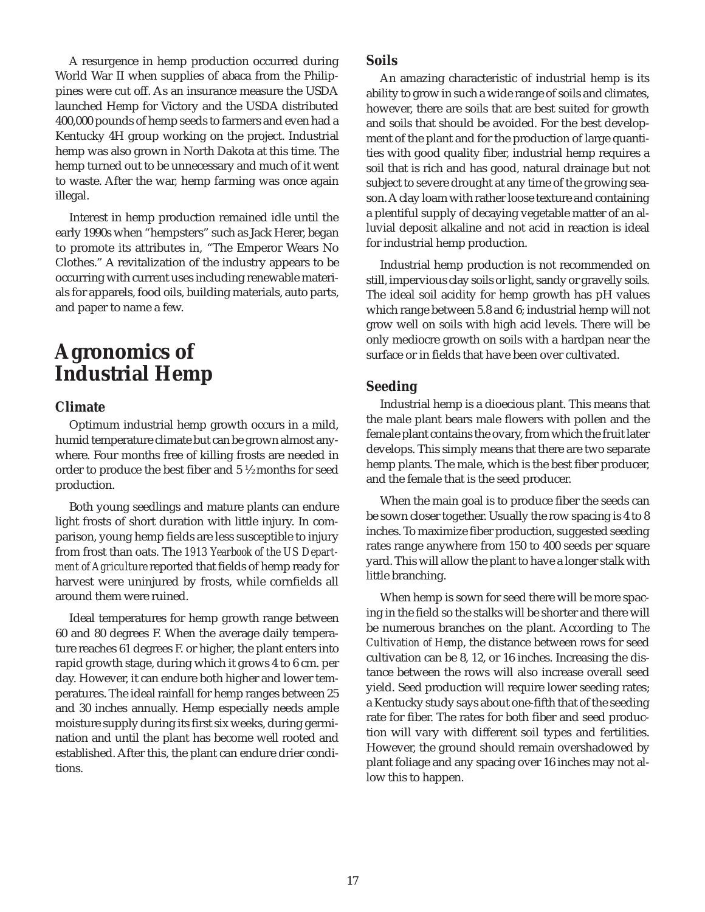A resurgence in hemp production occurred during World War II when supplies of abaca from the Philippines were cut off. As an insurance measure the USDA launched Hemp for Victory and the USDA distributed 400,000 pounds of hemp seeds to farmers and even had a Kentucky 4H group working on the project. Industrial hemp was also grown in North Dakota at this time. The hemp turned out to be unnecessary and much of it went to waste. After the war, hemp farming was once again illegal.

Interest in hemp production remained idle until the early 1990s when "hempsters" such as Jack Herer, began to promote its attributes in, "The Emperor Wears No Clothes." A revitalization of the industry appears to be occurring with current uses including renewable materials for apparels, food oils, building materials, auto parts, and paper to name a few.

# Agronomics of Industrial Hemp

### Climate

Optimum industrial hemp growth occurs in a mild, humid temperature climate but can be grown almost anywhere. Four months free of killing frosts are needed in order to produce the best fiber and 5 ½ months for seed production.

Both young seedlings and mature plants can endure light frosts of short duration with little injury. In comparison, young hemp fields are less susceptible to injury from frost than oats. The *1913 Yearbook of the US Department of Agriculture* reported that fields of hemp ready for harvest were uninjured by frosts, while cornfields all around them were ruined.

Ideal temperatures for hemp growth range between 60 and 80 degrees F. When the average daily temperature reaches 61 degrees F. or higher, the plant enters into rapid growth stage, during which it grows 4 to 6 cm. per day. However, it can endure both higher and lower temperatures. The ideal rainfall for hemp ranges between 25 and 30 inches annually. Hemp especially needs ample moisture supply during its first six weeks, during germination and until the plant has become well rooted and established. After this, the plant can endure drier conditions.

### Soils

An amazing characteristic of industrial hemp is its ability to grow in such a wide range of soils and climates, however, there are soils that are best suited for growth and soils that should be avoided. For the best development of the plant and for the production of large quantities with good quality fiber, industrial hemp requires a soil that is rich and has good, natural drainage but not subject to severe drought at any time of the growing season. A clay loam with rather loose texture and containing a plentiful supply of decaying vegetable matter of an alluvial deposit alkaline and not acid in reaction is ideal for industrial hemp production.

Industrial hemp production is not recommended on still, impervious clay soils or light, sandy or gravelly soils. The ideal soil acidity for hemp growth has pH values which range between 5.8 and 6; industrial hemp will not grow well on soils with high acid levels. There will be only mediocre growth on soils with a hardpan near the surface or in fields that have been over cultivated.

### Seeding

Industrial hemp is a dioecious plant. This means that the male plant bears male flowers with pollen and the female plant contains the ovary, from which the fruit later develops. This simply means that there are two separate hemp plants. The male, which is the best fiber producer, and the female that is the seed producer.

When the main goal is to produce fiber the seeds can be sown closer together. Usually the row spacing is 4 to 8 inches. To maximize fiber production, suggested seeding rates range anywhere from 150 to 400 seeds per square yard. This will allow the plant to have a longer stalk with little branching.

When hemp is sown for seed there will be more spacing in the field so the stalks will be shorter and there will be numerous branches on the plant. According to *The Cultivation of Hemp*, the distance between rows for seed cultivation can be 8, 12, or 16 inches. Increasing the distance between the rows will also increase overall seed yield. Seed production will require lower seeding rates; a Kentucky study says about one-fifth that of the seeding rate for fiber. The rates for both fiber and seed production will vary with different soil types and fertilities. However, the ground should remain overshadowed by plant foliage and any spacing over 16 inches may not allow this to happen.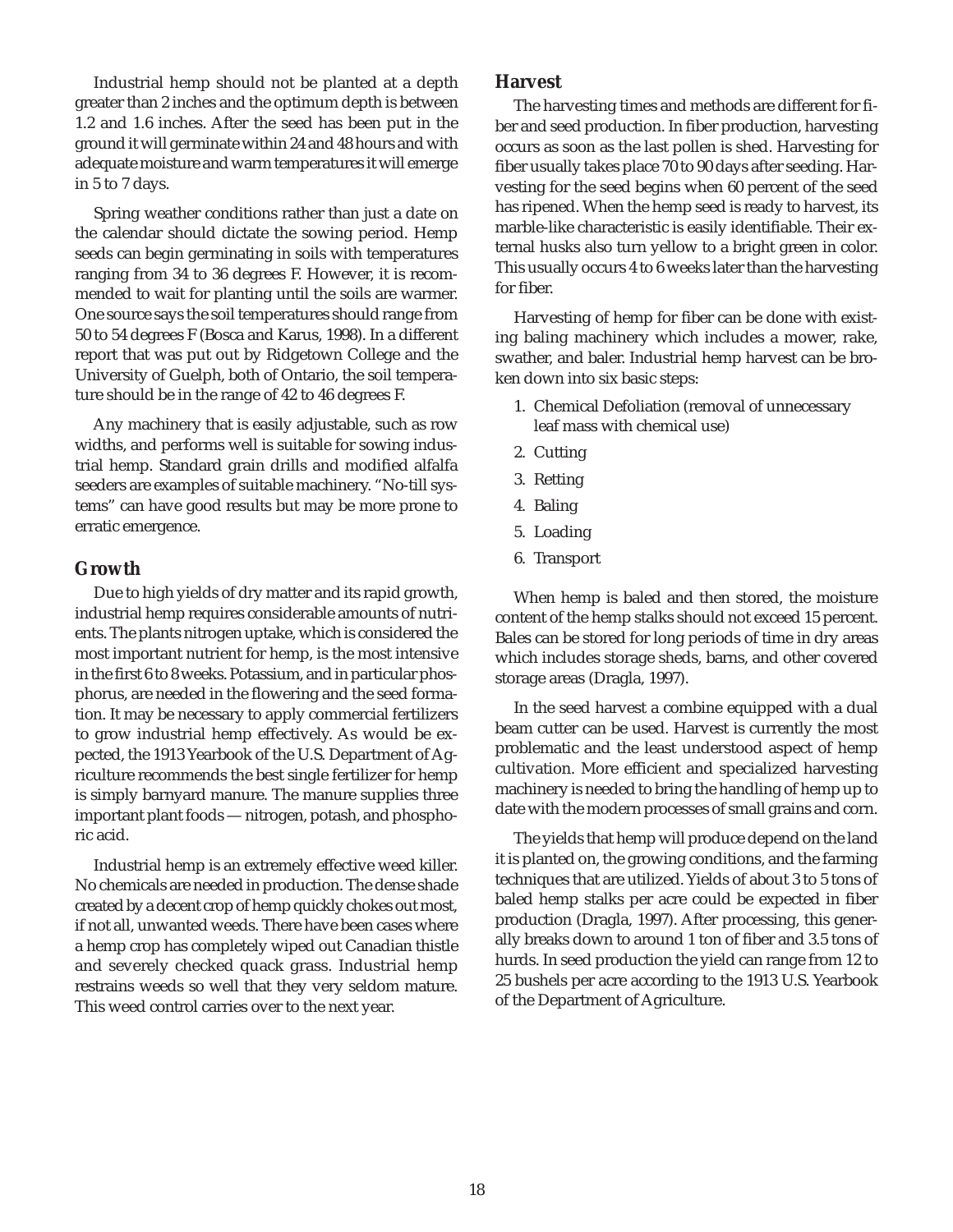Industrial hemp should not be planted at a depth greater than 2 inches and the optimum depth is between 1.2 and 1.6 inches. After the seed has been put in the ground it will germinate within 24 and 48 hours and with adequate moisture and warm temperatures it will emerge in 5 to 7 days.

Spring weather conditions rather than just a date on the calendar should dictate the sowing period. Hemp seeds can begin germinating in soils with temperatures ranging from 34 to 36 degrees F. However, it is recommended to wait for planting until the soils are warmer. One source says the soil temperatures should range from 50 to 54 degrees F (Bosca and Karus, 1998). In a different report that was put out by Ridgetown College and the University of Guelph, both of Ontario, the soil temperature should be in the range of 42 to 46 degrees F.

Any machinery that is easily adjustable, such as row widths, and performs well is suitable for sowing industrial hemp. Standard grain drills and modified alfalfa seeders are examples of suitable machinery. "No-till systems" can have good results but may be more prone to erratic emergence.

### Growth

Due to high yields of dry matter and its rapid growth, industrial hemp requires considerable amounts of nutrients. The plants nitrogen uptake, which is considered the most important nutrient for hemp, is the most intensive in the first 6 to 8 weeks. Potassium, and in particular phosphorus, are needed in the flowering and the seed formation. It may be necessary to apply commercial fertilizers to grow industrial hemp effectively. As would be expected, the 1913 Yearbook of the U.S. Department of Agriculture recommends the best single fertilizer for hemp is simply barnyard manure. The manure supplies three important plant foods — nitrogen, potash, and phosphoric acid.

Industrial hemp is an extremely effective weed killer. No chemicals are needed in production. The dense shade created by a decent crop of hemp quickly chokes out most, if not all, unwanted weeds. There have been cases where a hemp crop has completely wiped out Canadian thistle and severely checked quack grass. Industrial hemp restrains weeds so well that they very seldom mature. This weed control carries over to the next year.

### Harvest

The harvesting times and methods are different for fiber and seed production. In fiber production, harvesting occurs as soon as the last pollen is shed. Harvesting for fiber usually takes place 70 to 90 days after seeding. Harvesting for the seed begins when 60 percent of the seed has ripened. When the hemp seed is ready to harvest, its marble-like characteristic is easily identifiable. Their external husks also turn yellow to a bright green in color. This usually occurs 4 to 6 weeks later than the harvesting for fiber.

Harvesting of hemp for fiber can be done with existing baling machinery which includes a mower, rake, swather, and baler. Industrial hemp harvest can be broken down into six basic steps:

1. Chemical Defoliation (removal of unnecessary leaf mass with chemical use)
2. Cutting
3. Retting
4. Baling
5. Loading
6. Transport

When hemp is baled and then stored, the moisture content of the hemp stalks should not exceed 15 percent. Bales can be stored for long periods of time in dry areas which includes storage sheds, barns, and other covered storage areas (Dragla, 1997).

In the seed harvest a combine equipped with a dual beam cutter can be used. Harvest is currently the most problematic and the least understood aspect of hemp cultivation. More efficient and specialized harvesting machinery is needed to bring the handling of hemp up to date with the modern processes of small grains and corn.

The yields that hemp will produce depend on the land it is planted on, the growing conditions, and the farming techniques that are utilized. Yields of about 3 to 5 tons of baled hemp stalks per acre could be expected in fiber production (Dragla, 1997). After processing, this generally breaks down to around 1 ton of fiber and 3.5 tons of hurds. In seed production the yield can range from 12 to 25 bushels per acre according to the 1913 U.S. Yearbook of the Department of Agriculture.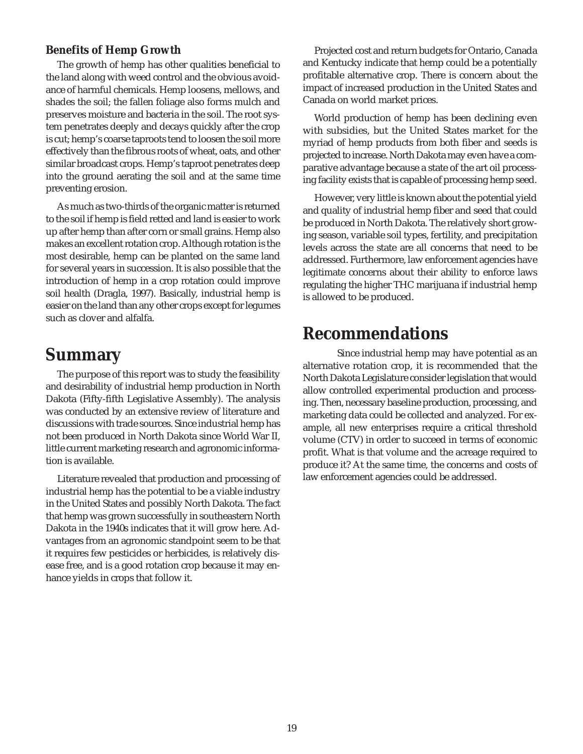### Benefits of Hemp Growth

The growth of hemp has other qualities beneficial to the land along with weed control and the obvious avoidance of harmful chemicals. Hemp loosens, mellows, and shades the soil; the fallen foliage also forms mulch and preserves moisture and bacteria in the soil. The root system penetrates deeply and decays quickly after the crop is cut; hemp's coarse taproots tend to loosen the soil more effectively than the fibrous roots of wheat, oats, and other similar broadcast crops. Hemp's taproot penetrates deep into the ground aerating the soil and at the same time preventing erosion.

As much as two-thirds of the organic matter is returned to the soil if hemp is field retted and land is easier to work up after hemp than after corn or small grains. Hemp also makes an excellent rotation crop. Although rotation is the most desirable, hemp can be planted on the same land for several years in succession. It is also possible that the introduction of hemp in a crop rotation could improve soil health (Dragla, 1997). Basically, industrial hemp is easier on the land than any other crops except for legumes such as clover and alfalfa.

# Summary

The purpose of this report was to study the feasibility and desirability of industrial hemp production in North Dakota (Fifty-fifth Legislative Assembly). The analysis was conducted by an extensive review of literature and discussions with trade sources. Since industrial hemp has not been produced in North Dakota since World War II, little current marketing research and agronomic information is available.

Literature revealed that production and processing of industrial hemp has the potential to be a viable industry in the United States and possibly North Dakota. The fact that hemp was grown successfully in southeastern North Dakota in the 1940s indicates that it will grow here. Advantages from an agronomic standpoint seem to be that it requires few pesticides or herbicides, is relatively disease free, and is a good rotation crop because it may enhance yields in crops that follow it.

Projected cost and return budgets for Ontario, Canada and Kentucky indicate that hemp could be a potentially profitable alternative crop. There is concern about the impact of increased production in the United States and Canada on world market prices.

World production of hemp has been declining even with subsidies, but the United States market for the myriad of hemp products from both fiber and seeds is projected to increase. North Dakota may even have a comparative advantage because a state of the art oil processing facility exists that is capable of processing hemp seed.

However, very little is known about the potential yield and quality of industrial hemp fiber and seed that could be produced in North Dakota. The relatively short growing season, variable soil types, fertility, and precipitation levels across the state are all concerns that need to be addressed. Furthermore, law enforcement agencies have legitimate concerns about their ability to enforce laws regulating the higher THC marijuana if industrial hemp is allowed to be produced.

# Recommendations

Since industrial hemp may have potential as an alternative rotation crop, it is recommended that the North Dakota Legislature consider legislation that would allow controlled experimental production and processing. Then, necessary baseline production, processing, and marketing data could be collected and analyzed. For example, all new enterprises require a critical threshold volume (CTV) in order to succeed in terms of economic profit. What is that volume and the acreage required to produce it? At the same time, the concerns and costs of law enforcement agencies could be addressed.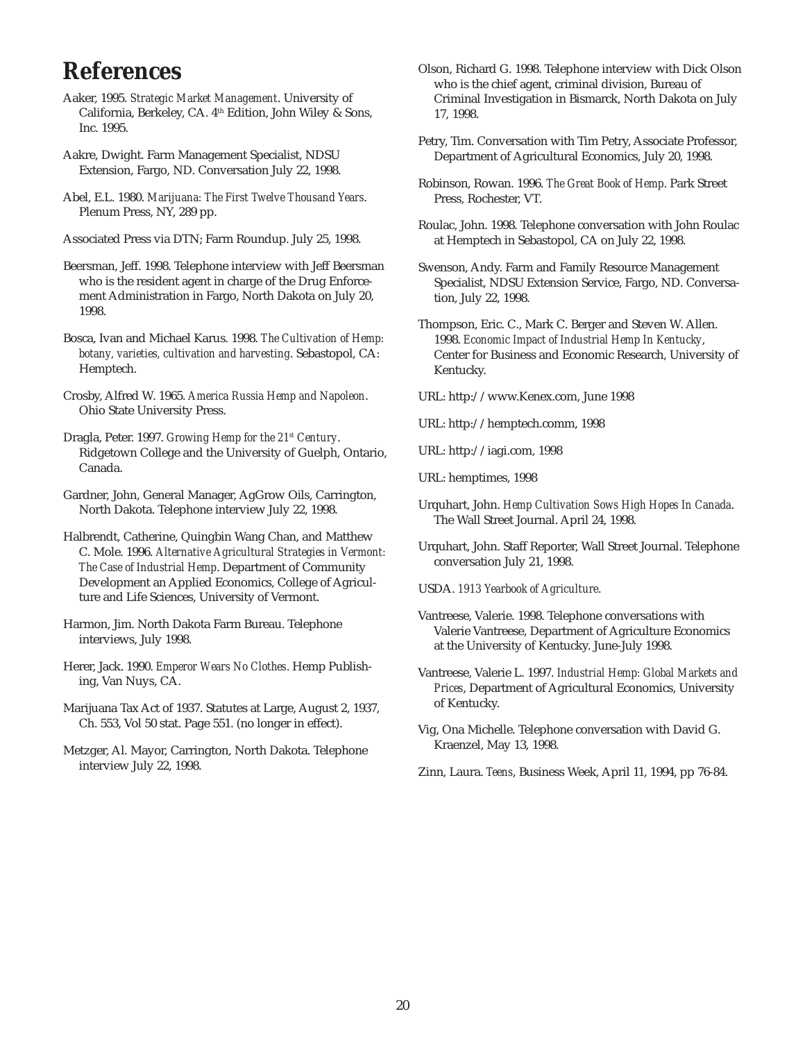# References

Aaker, 1995. *Strategic Market Management*. University of California, Berkeley, CA. 4th Edition, John Wiley & Sons, Inc. 1995.

Aakre, Dwight. Farm Management Specialist, NDSU Extension, Fargo, ND. Conversation July 22, 1998.

Abel, E.L. 1980. *Marijuana: The First Twelve Thousand Years*. Plenum Press, NY, 289 pp.

Associated Press via DTN; Farm Roundup. July 25, 1998.

Beersman, Jeff. 1998. Telephone interview with Jeff Beersman who is the resident agent in charge of the Drug Enforcement Administration in Fargo, North Dakota on July 20, 1998.

Bosca, Ivan and Michael Karus. 1998. *The Cultivation of Hemp: botany, varieties, cultivation and harvesting*. Sebastopol, CA: Hemptech.

Crosby, Alfred W. 1965. *America Russia Hemp and Napoleon*. Ohio State University Press.

Dragla, Peter. 1997. *Growing Hemp for the 21st Century*. Ridgetown College and the University of Guelph, Ontario, Canada.

Gardner, John, General Manager, AgGrow Oils, Carrington, North Dakota. Telephone interview July 22, 1998.

Halbrendt, Catherine, Quingbin Wang Chan, and Matthew C. Mole. 1996. *Alternative Agricultural Strategies in Vermont: The Case of Industrial Hemp*. Department of Community Development an Applied Economics, College of Agriculture and Life Sciences, University of Vermont.

Harmon, Jim. North Dakota Farm Bureau. Telephone interviews, July 1998.

Herer, Jack. 1990. *Emperor Wears No Clothes*. Hemp Publishing, Van Nuys, CA.

Marijuana Tax Act of 1937. Statutes at Large, August 2, 1937, Ch. 553, Vol 50 stat. Page 551. (no longer in effect).

Metzger, Al. Mayor, Carrington, North Dakota. Telephone interview July 22, 1998.

Olson, Richard G. 1998. Telephone interview with Dick Olson who is the chief agent, criminal division, Bureau of Criminal Investigation in Bismarck, North Dakota on July 17, 1998.

Petry, Tim. Conversation with Tim Petry, Associate Professor, Department of Agricultural Economics, July 20, 1998.

Robinson, Rowan. 1996. *The Great Book of Hemp*. Park Street Press, Rochester, VT.

Roulac, John. 1998. Telephone conversation with John Roulac at Hemptech in Sebastopol, CA on July 22, 1998.

Swenson, Andy. Farm and Family Resource Management Specialist, NDSU Extension Service, Fargo, ND. Conversation, July 22, 1998.

Thompson, Eric. C., Mark C. Berger and Steven W. Allen. 1998. *Economic Impact of Industrial Hemp In Kentucky*, Center for Business and Economic Research, University of Kentucky.

URL: http://www.Kenex.com, June 1998

URL: http://hemptech.comm, 1998

URL: http://iagi.com, 1998

URL: hemptimes, 1998

Urquhart, John. *Hemp Cultivation Sows High Hopes In Canada*. The Wall Street Journal. April 24, 1998.

Urquhart, John. Staff Reporter, Wall Street Journal. Telephone conversation July 21, 1998.

USDA. *1913 Yearbook of Agriculture*.

Vantreese, Valerie. 1998. Telephone conversations with Valerie Vantreese, Department of Agriculture Economics at the University of Kentucky. June-July 1998.

Vantreese, Valerie L. 1997. *Industrial Hemp: Global Markets and Prices*, Department of Agricultural Economics, University of Kentucky.

Vig, Ona Michelle. Telephone conversation with David G. Kraenzel, May 13, 1998.

Zinn, Laura. *Teens*, Business Week, April 11, 1994, pp 76-84.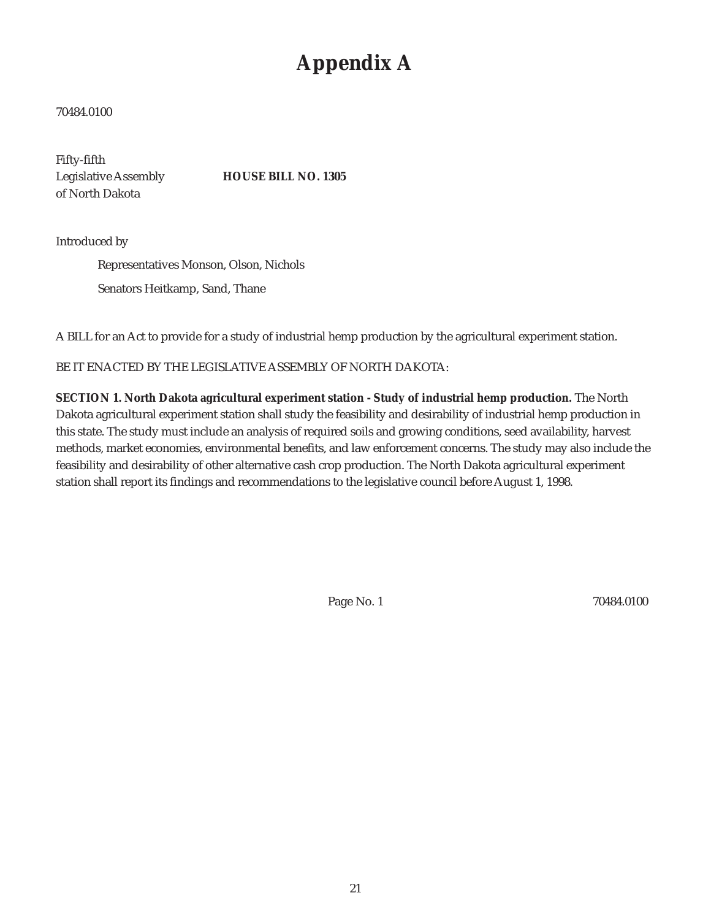# Appendix A

70484.0100

Fifty-fifth
Legislative Assembly **HOUSE BILL NO. 1305**
of North Dakota

Introduced by

Representatives Monson, Olson, Nichols

Senators Heitkamp, Sand, Thane

A BILL for an Act to provide for a study of industrial hemp production by the agricultural experiment station.

BE IT ENACTED BY THE LEGISLATIVE ASSEMBLY OF NORTH DAKOTA:

**SECTION 1. North Dakota agricultural experiment station - Study of industrial hemp production.** The North Dakota agricultural experiment station shall study the feasibility and desirability of industrial hemp production in this state. The study must include an analysis of required soils and growing conditions, seed availability, harvest methods, market economies, environmental benefits, and law enforcement concerns. The study may also include the feasibility and desirability of other alternative cash crop production. The North Dakota agricultural experiment station shall report its findings and recommendations to the legislative council before August 1, 1998.

Page No. 1 70484.0100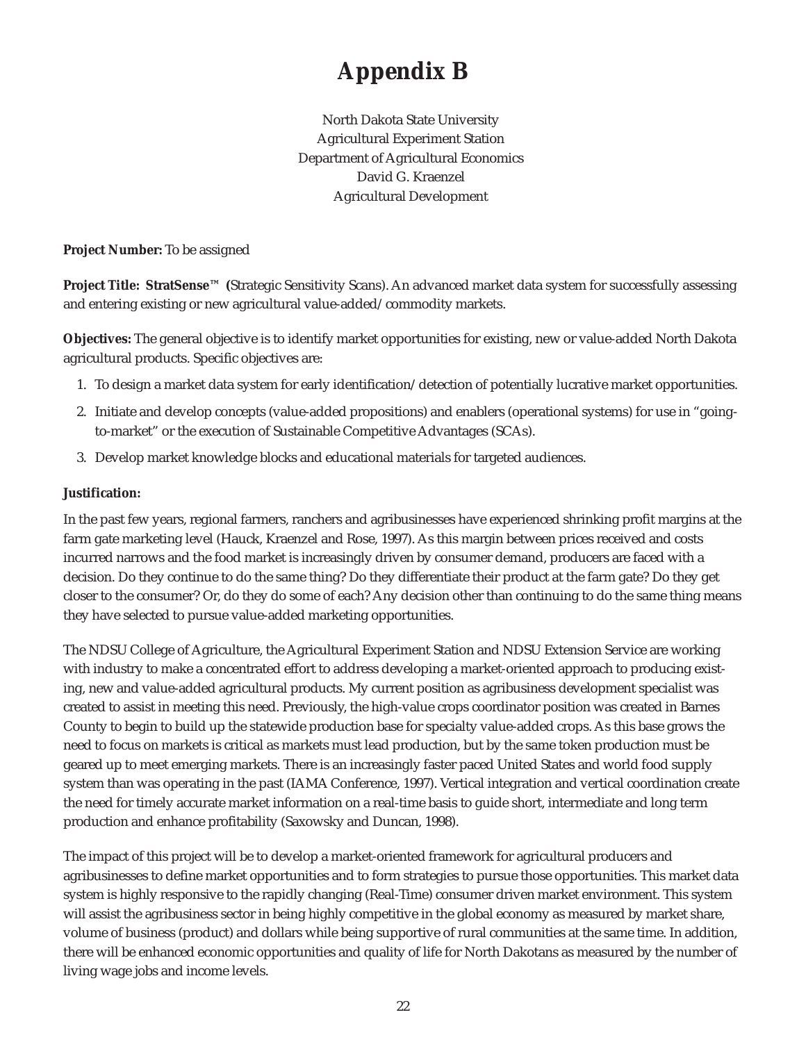# Appendix B

North Dakota State University
Agricultural Experiment Station
Department of Agricultural Economics
David G. Kraenzel
Agricultural Development

**Project Number:** To be assigned

**Project Title: StratSense™ (**Strategic Sensitivity Scans). An advanced market data system for successfully assessing and entering existing or new agricultural value-added/commodity markets.

**Objectives:** The general objective is to identify market opportunities for existing, new or value-added North Dakota agricultural products. Specific objectives are:

1. To design a market data system for early identification/detection of potentially lucrative market opportunities.
2. Initiate and develop concepts (value-added propositions) and enablers (operational systems) for use in "going-to-market" or the execution of Sustainable Competitive Advantages (SCAs).
3. Develop market knowledge blocks and educational materials for targeted audiences.

**Justification:**

In the past few years, regional farmers, ranchers and agribusinesses have experienced shrinking profit margins at the farm gate marketing level (Hauck, Kraenzel and Rose, 1997). As this margin between prices received and costs incurred narrows and the food market is increasingly driven by consumer demand, producers are faced with a decision. Do they continue to do the same thing? Do they differentiate their product at the farm gate? Do they get closer to the consumer? Or, do they do some of each? Any decision other than continuing to do the same thing means they have selected to pursue value-added marketing opportunities.

The NDSU College of Agriculture, the Agricultural Experiment Station and NDSU Extension Service are working with industry to make a concentrated effort to address developing a market-oriented approach to producing existing, new and value-added agricultural products. My current position as agribusiness development specialist was created to assist in meeting this need. Previously, the high-value crops coordinator position was created in Barnes County to begin to build up the statewide production base for specialty value-added crops. As this base grows the need to focus on markets is critical as markets must lead production, but by the same token production must be geared up to meet emerging markets. There is an increasingly faster paced United States and world food supply system than was operating in the past (IAMA Conference, 1997). Vertical integration and vertical coordination create the need for timely accurate market information on a real-time basis to guide short, intermediate and long term production and enhance profitability (Saxowsky and Duncan, 1998).

The impact of this project will be to develop a market-oriented framework for agricultural producers and agribusinesses to define market opportunities and to form strategies to pursue those opportunities. This market data system is highly responsive to the rapidly changing (Real-Time) consumer driven market environment. This system will assist the agribusiness sector in being highly competitive in the global economy as measured by market share, volume of business (product) and dollars while being supportive of rural communities at the same time. In addition, there will be enhanced economic opportunities and quality of life for North Dakotans as measured by the number of living wage jobs and income levels.